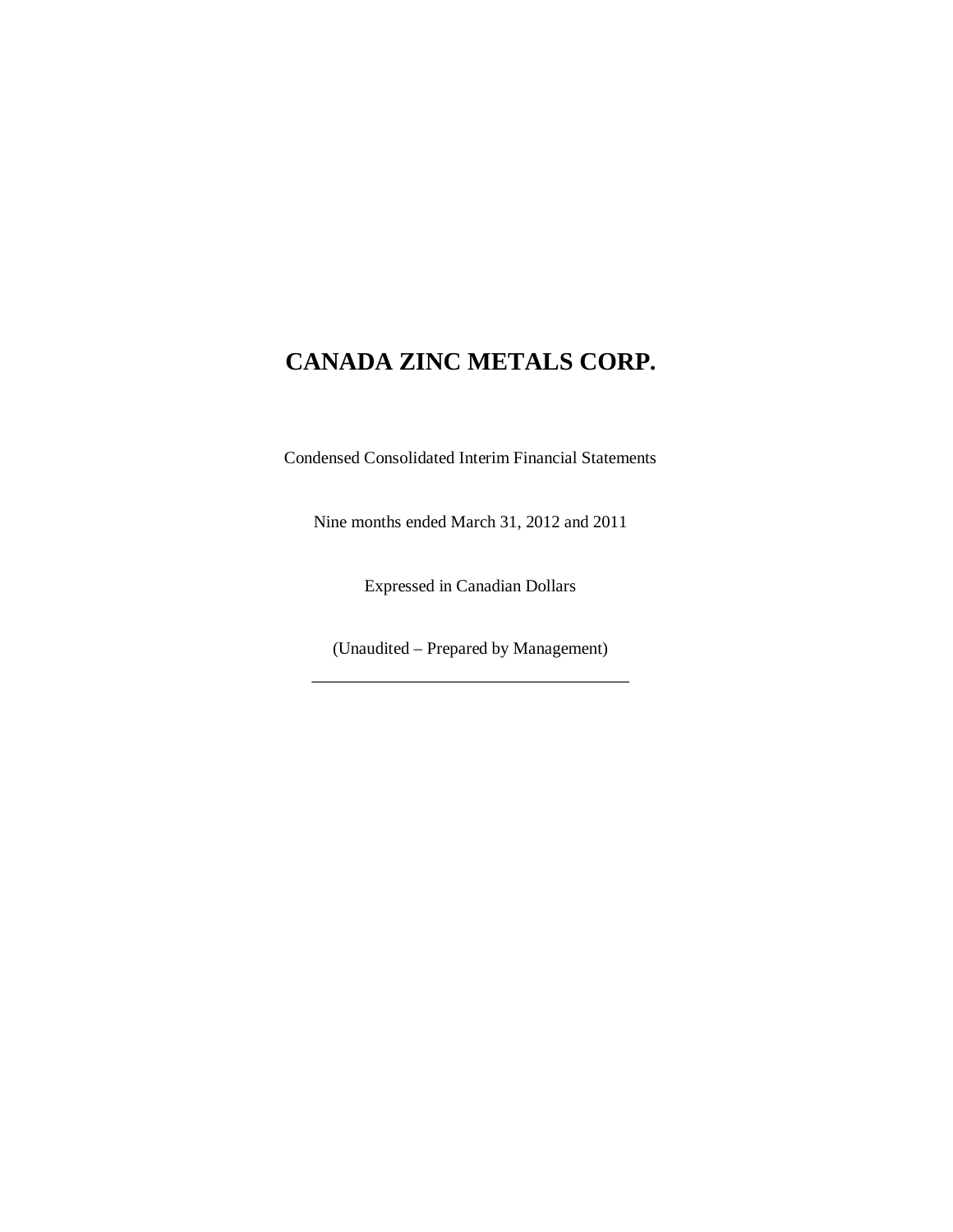# CANADA ZINC METALS CORP.

Condensed Consolidated Interim Financial Statements

Nine months ended March 31, 2012 and 2011

Expressed in Canadian Dollars

(Unaudited – Prepared by Management)

---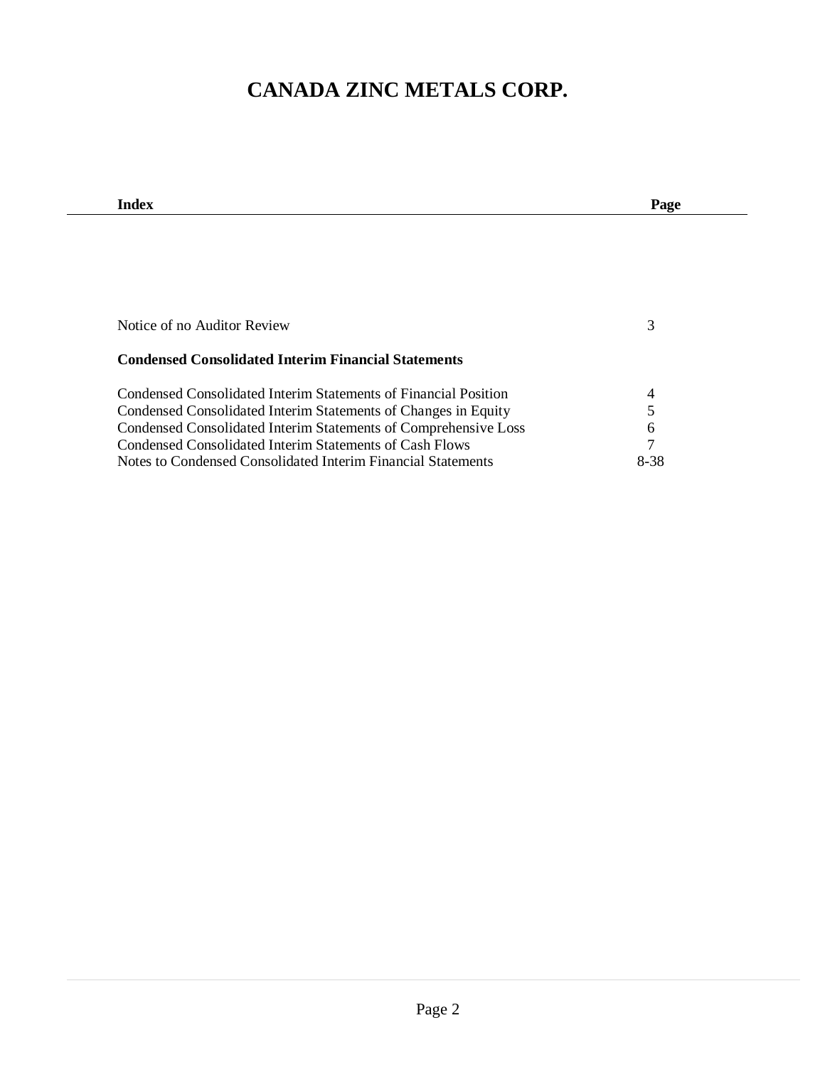# CANADA ZINC METALS CORP.

| Index | Page |
|---|---|
| Notice of no Auditor Review | 3 |
| **Condensed Consolidated Interim Financial Statements** | |
| Condensed Consolidated Interim Statements of Financial Position | 4 |
| Condensed Consolidated Interim Statements of Changes in Equity | 5 |
| Condensed Consolidated Interim Statements of Comprehensive Loss | 6 |
| Condensed Consolidated Interim Statements of Cash Flows | 7 |
| Notes to Condensed Consolidated Interim Financial Statements | 8-38 |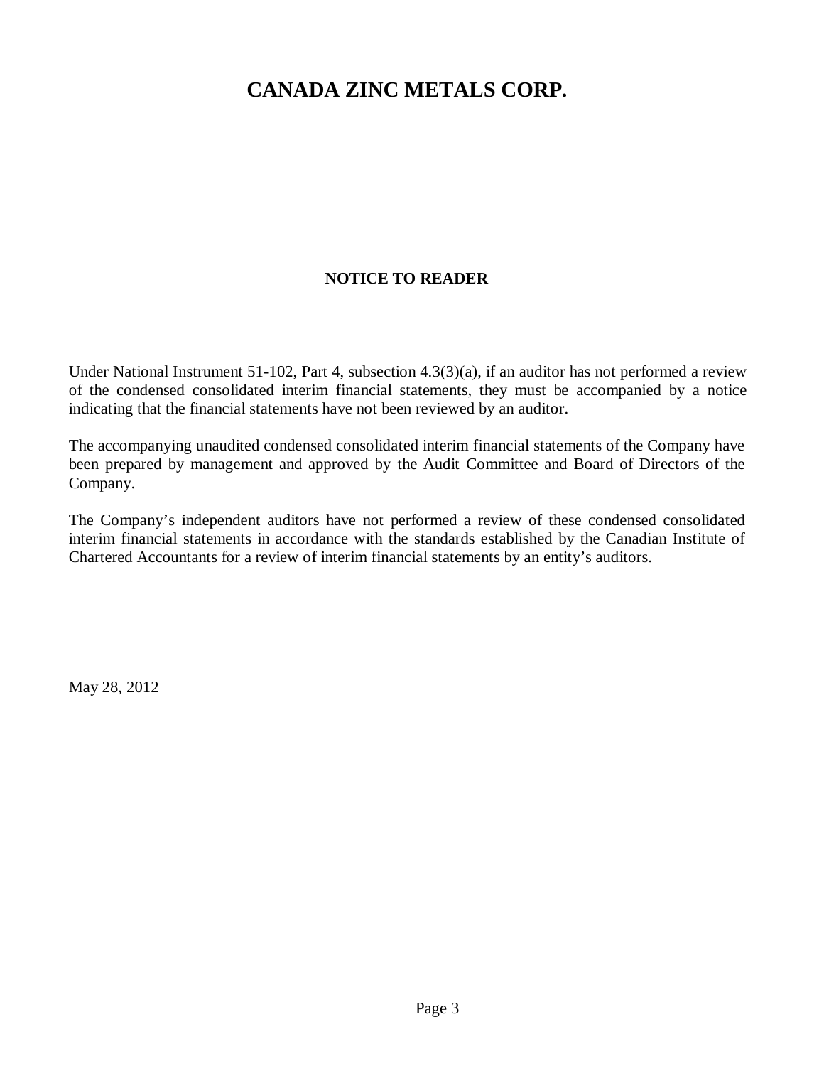# CANADA ZINC METALS CORP.

## NOTICE TO READER

Under National Instrument 51-102, Part 4, subsection 4.3(3)(a), if an auditor has not performed a review of the condensed consolidated interim financial statements, they must be accompanied by a notice indicating that the financial statements have not been reviewed by an auditor.

The accompanying unaudited condensed consolidated interim financial statements of the Company have been prepared by management and approved by the Audit Committee and Board of Directors of the Company.

The Company's independent auditors have not performed a review of these condensed consolidated interim financial statements in accordance with the standards established by the Canadian Institute of Chartered Accountants for a review of interim financial statements by an entity's auditors.

May 28, 2012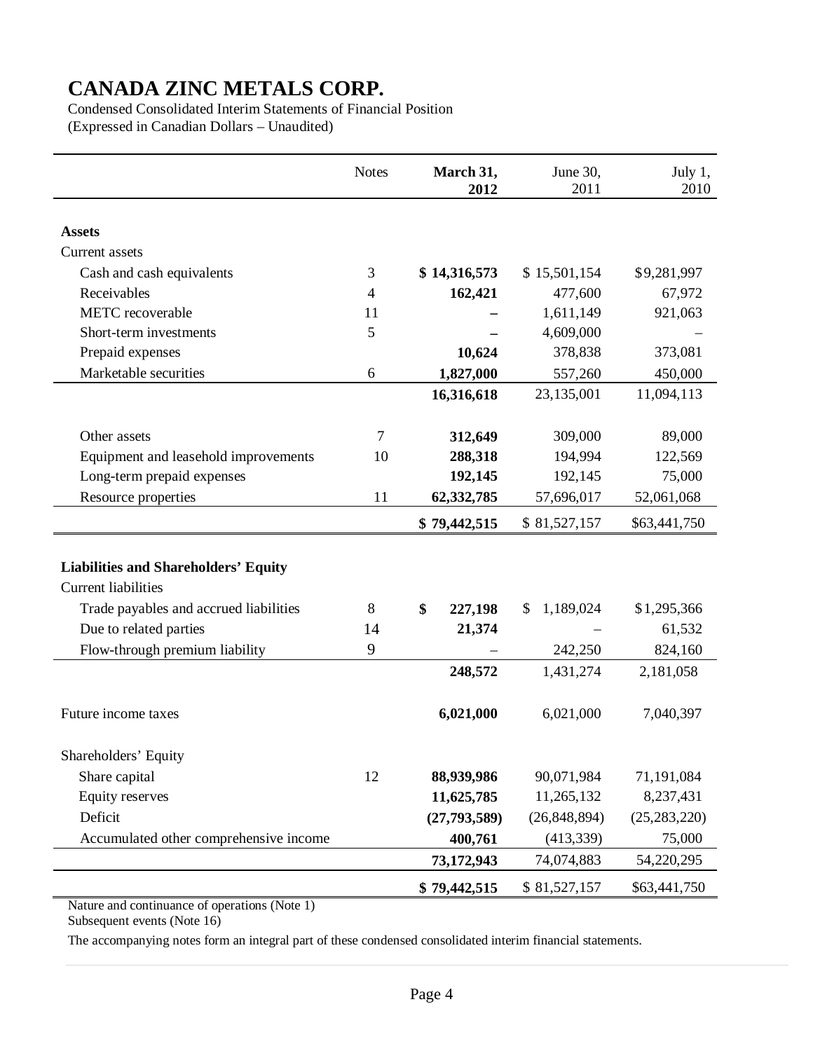# CANADA ZINC METALS CORP.

Condensed Consolidated Interim Statements of Financial Position
(Expressed in Canadian Dollars – Unaudited)

| | Notes | **March 31, 2012** | June 30, 2011 | July 1, 2010 |
|---|---|---|---|---|
| **Assets** | | | | |
| Current assets | | | | |
| Cash and cash equivalents | 3 | **$ 14,316,573** | $ 15,501,154 | $9,281,997 |
| Receivables | 4 | **162,421** | 477,600 | 67,972 |
| METC recoverable | 11 | **–** | 1,611,149 | 921,063 |
| Short-term investments | 5 | **–** | 4,609,000 | – |
| Prepaid expenses | | **10,624** | 378,838 | 373,081 |
| Marketable securities | 6 | **1,827,000** | 557,260 | 450,000 |
| | | **16,316,618** | 23,135,001 | 11,094,113 |
| Other assets | 7 | **312,649** | 309,000 | 89,000 |
| Equipment and leasehold improvements | 10 | **288,318** | 194,994 | 122,569 |
| Long-term prepaid expenses | | **192,145** | 192,145 | 75,000 |
| Resource properties | 11 | **62,332,785** | 57,696,017 | 52,061,068 |
| | | **$ 79,442,515** | $ 81,527,157 | $63,441,750 |
| **Liabilities and Shareholders' Equity** | | | | |
| Current liabilities | | | | |
| Trade payables and accrued liabilities | 8 | **$ 227,198** | $ 1,189,024 | $1,295,366 |
| Due to related parties | 14 | **21,374** | – | 61,532 |
| Flow-through premium liability | 9 | – | 242,250 | 824,160 |
| | | **248,572** | 1,431,274 | 2,181,058 |
| Future income taxes | | **6,021,000** | 6,021,000 | 7,040,397 |
| Shareholders' Equity | | | | |
| Share capital | 12 | **88,939,986** | 90,071,984 | 71,191,084 |
| Equity reserves | | **11,625,785** | 11,265,132 | 8,237,431 |
| Deficit | | **(27,793,589)** | (26,848,894) | (25,283,220) |
| Accumulated other comprehensive income | | **400,761** | (413,339) | 75,000 |
| | | **73,172,943** | 74,074,883 | 54,220,295 |
| | | **$ 79,442,515** | $ 81,527,157 | $63,441,750 |

Nature and continuance of operations (Note 1)
Subsequent events (Note 16)

The accompanying notes form an integral part of these condensed consolidated interim financial statements.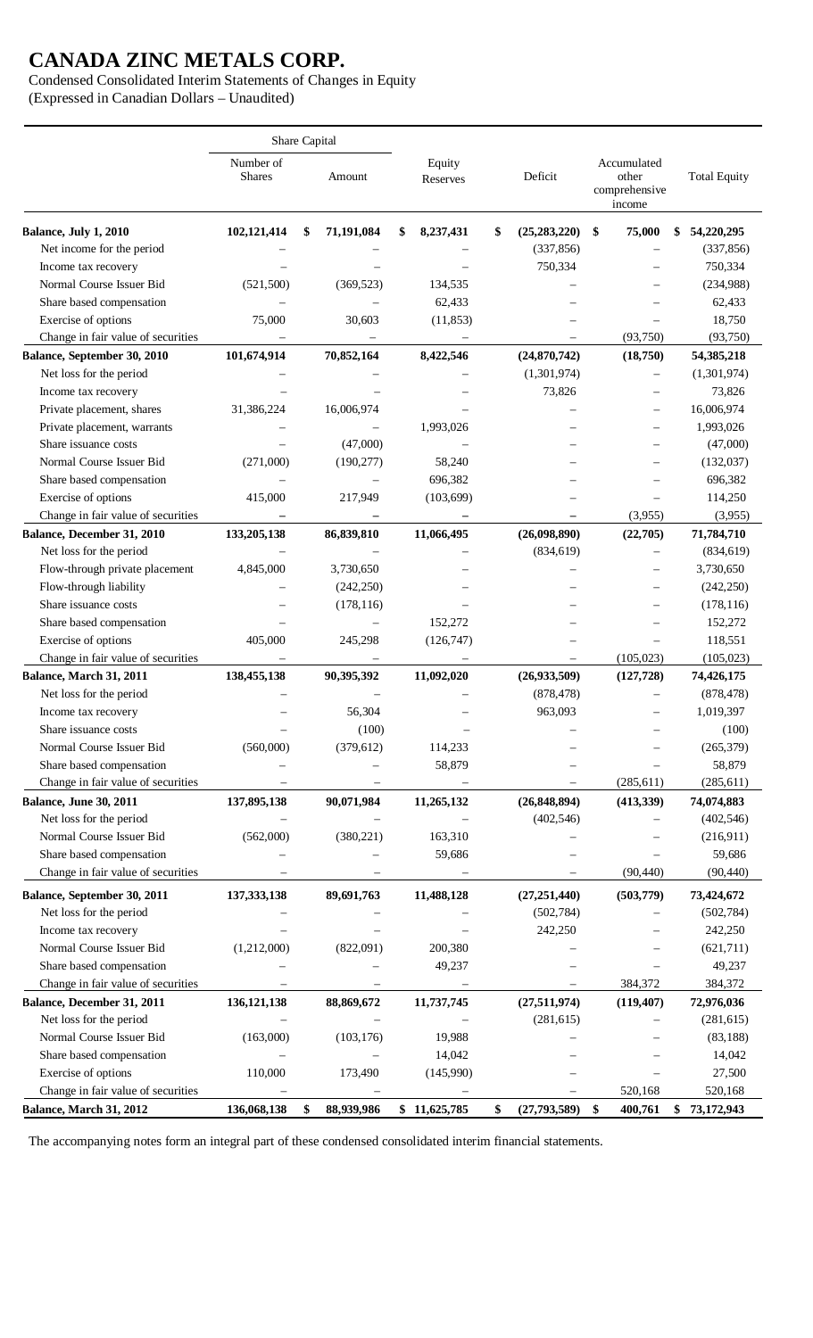# CANADA ZINC METALS CORP.

Condensed Consolidated Interim Statements of Changes in Equity

(Expressed in Canadian Dollars – Unaudited)

| | Share Capital | | | | | |
|---|---|---|---|---|---|---|
| | Number of Shares | Amount | Equity Reserves | Deficit | Accumulated other comprehensive income | Total Equity |
| **Balance, July 1, 2010** | **102,121,414** | **$ 71,191,084** | **$ 8,237,431** | **$ (25,283,220)** | **$ 75,000** | **$ 54,220,295** |
| Net income for the period | – | – | – | (337,856) | – | (337,856) |
| Income tax recovery | – | – | – | 750,334 | – | 750,334 |
| Normal Course Issuer Bid | (521,500) | (369,523) | 134,535 | – | – | (234,988) |
| Share based compensation | – | – | 62,433 | – | – | 62,433 |
| Exercise of options | 75,000 | 30,603 | (11,853) | – | – | 18,750 |
| Change in fair value of securities | – | – | – | – | (93,750) | (93,750) |
| **Balance, September 30, 2010** | **101,674,914** | **70,852,164** | **8,422,546** | **(24,870,742)** | **(18,750)** | **54,385,218** |
| Net loss for the period | – | – | – | (1,301,974) | – | (1,301,974) |
| Income tax recovery | – | – | – | 73,826 | – | 73,826 |
| Private placement, shares | 31,386,224 | 16,006,974 | – | – | – | 16,006,974 |
| Private placement, warrants | – | – | 1,993,026 | – | – | 1,993,026 |
| Share issuance costs | – | (47,000) | – | – | – | (47,000) |
| Normal Course Issuer Bid | (271,000) | (190,277) | 58,240 | – | – | (132,037) |
| Share based compensation | – | – | 696,382 | – | – | 696,382 |
| Exercise of options | 415,000 | 217,949 | (103,699) | – | – | 114,250 |
| Change in fair value of securities | – | – | – | – | (3,955) | (3,955) |
| **Balance, December 31, 2010** | **133,205,138** | **86,839,810** | **11,066,495** | **(26,098,890)** | **(22,705)** | **71,784,710** |
| Net loss for the period | – | – | – | (834,619) | – | (834,619) |
| Flow-through private placement | 4,845,000 | 3,730,650 | – | – | – | 3,730,650 |
| Flow-through liability | – | (242,250) | – | – | – | (242,250) |
| Share issuance costs | – | (178,116) | – | – | – | (178,116) |
| Share based compensation | – | – | 152,272 | – | – | 152,272 |
| Exercise of options | 405,000 | 245,298 | (126,747) | – | – | 118,551 |
| Change in fair value of securities | – | – | – | – | (105,023) | (105,023) |
| **Balance, March 31, 2011** | **138,455,138** | **90,395,392** | **11,092,020** | **(26,933,509)** | **(127,728)** | **74,426,175** |
| Net loss for the period | – | – | – | (878,478) | – | (878,478) |
| Income tax recovery | – | 56,304 | – | 963,093 | – | 1,019,397 |
| Share issuance costs | – | (100) | – | – | – | (100) |
| Normal Course Issuer Bid | (560,000) | (379,612) | 114,233 | – | – | (265,379) |
| Share based compensation | – | – | 58,879 | – | – | 58,879 |
| Change in fair value of securities | – | – | – | – | (285,611) | (285,611) |
| **Balance, June 30, 2011** | **137,895,138** | **90,071,984** | **11,265,132** | **(26,848,894)** | **(413,339)** | **74,074,883** |
| Net loss for the period | – | – | – | (402,546) | – | (402,546) |
| Normal Course Issuer Bid | (562,000) | (380,221) | 163,310 | – | – | (216,911) |
| Share based compensation | – | – | 59,686 | – | – | 59,686 |
| Change in fair value of securities | – | – | – | – | (90,440) | (90,440) |
| **Balance, September 30, 2011** | **137,333,138** | **89,691,763** | **11,488,128** | **(27,251,440)** | **(503,779)** | **73,424,672** |
| Net loss for the period | – | – | – | (502,784) | – | (502,784) |
| Income tax recovery | – | – | – | 242,250 | – | 242,250 |
| Normal Course Issuer Bid | (1,212,000) | (822,091) | 200,380 | – | – | (621,711) |
| Share based compensation | – | – | 49,237 | – | – | 49,237 |
| Change in fair value of securities | – | – | – | – | 384,372 | 384,372 |
| **Balance, December 31, 2011** | **136,121,138** | **88,869,672** | **11,737,745** | **(27,511,974)** | **(119,407)** | **72,976,036** |
| Net loss for the period | – | – | – | (281,615) | – | (281,615) |
| Normal Course Issuer Bid | (163,000) | (103,176) | 19,988 | – | – | (83,188) |
| Share based compensation | – | – | 14,042 | – | – | 14,042 |
| Exercise of options | 110,000 | 173,490 | (145,990) | – | – | 27,500 |
| Change in fair value of securities | – | – | – | – | 520,168 | 520,168 |
| **Balance, March 31, 2012** | **136,068,138** | **$ 88,939,986** | **$ 11,625,785** | **$ (27,793,589)** | **$ 400,761** | **$ 73,172,943** |

The accompanying notes form an integral part of these condensed consolidated interim financial statements.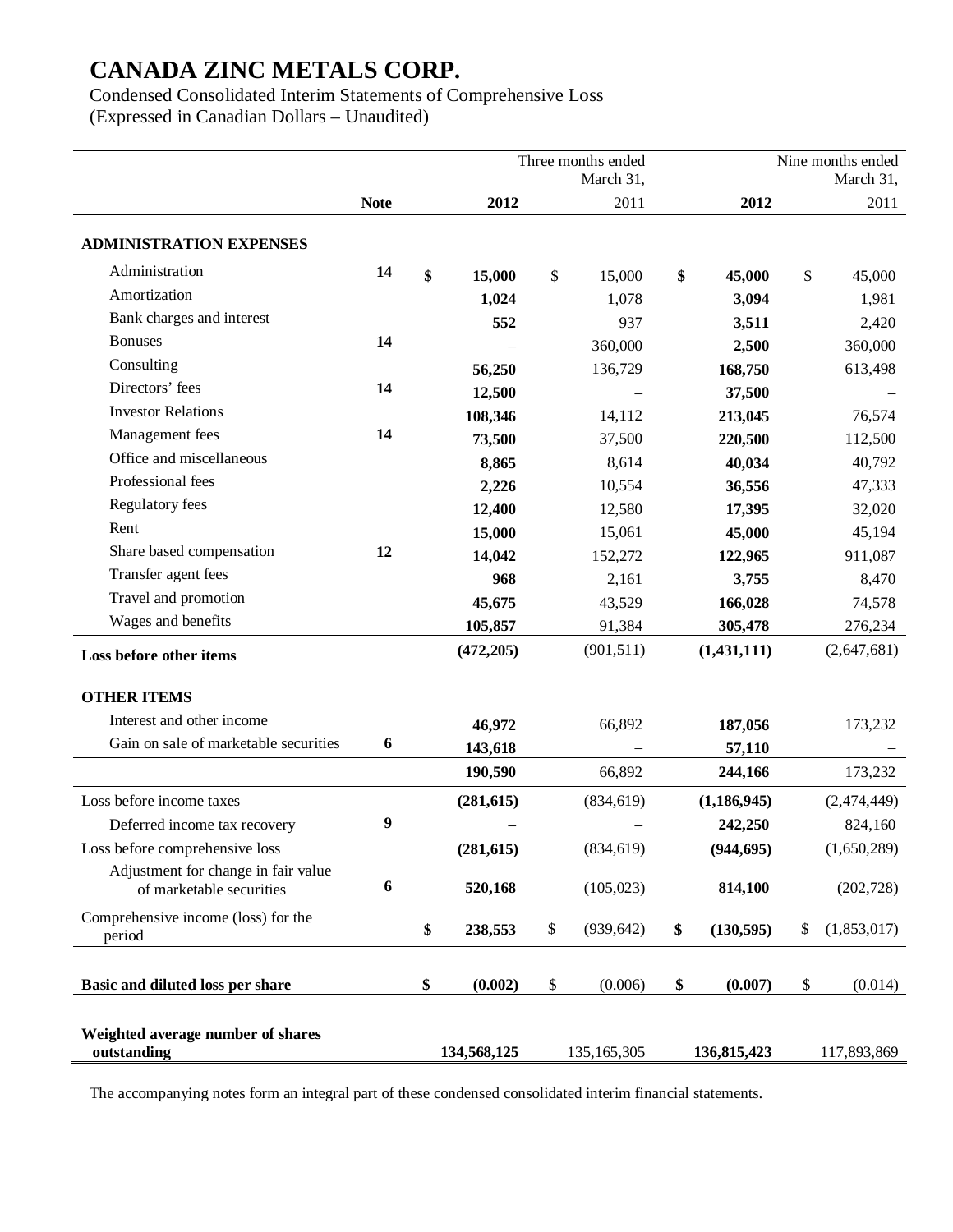# CANADA ZINC METALS CORP.

Condensed Consolidated Interim Statements of Comprehensive Loss
(Expressed in Canadian Dollars – Unaudited)

| | Note | Three months ended March 31, 2012 | Three months ended March 31, 2011 | Nine months ended March 31, 2012 | Nine months ended March 31, 2011 |
|---|---|---|---|---|---|
| **ADMINISTRATION EXPENSES** | | | | | |
| Administration | **14** | **$ 15,000** | $ 15,000 | **$ 45,000** | $ 45,000 |
| Amortization | | **1,024** | 1,078 | **3,094** | 1,981 |
| Bank charges and interest | | **552** | 937 | **3,511** | 2,420 |
| Bonuses | **14** | **–** | 360,000 | **2,500** | 360,000 |
| Consulting | | **56,250** | 136,729 | **168,750** | 613,498 |
| Directors' fees | **14** | **12,500** | – | **37,500** | – |
| Investor Relations | | **108,346** | 14,112 | **213,045** | 76,574 |
| Management fees | **14** | **73,500** | 37,500 | **220,500** | 112,500 |
| Office and miscellaneous | | **8,865** | 8,614 | **40,034** | 40,792 |
| Professional fees | | **2,226** | 10,554 | **36,556** | 47,333 |
| Regulatory fees | | **12,400** | 12,580 | **17,395** | 32,020 |
| Rent | | **15,000** | 15,061 | **45,000** | 45,194 |
| Share based compensation | **12** | **14,042** | 152,272 | **122,965** | 911,087 |
| Transfer agent fees | | **968** | 2,161 | **3,755** | 8,470 |
| Travel and promotion | | **45,675** | 43,529 | **166,028** | 74,578 |
| Wages and benefits | | **105,857** | 91,384 | **305,478** | 276,234 |
| **Loss before other items** | | **(472,205)** | (901,511) | **(1,431,111)** | (2,647,681) |
| **OTHER ITEMS** | | | | | |
| Interest and other income | | **46,972** | 66,892 | **187,056** | 173,232 |
| Gain on sale of marketable securities | **6** | **143,618** | – | **57,110** | – |
| | | **190,590** | 66,892 | **244,166** | 173,232 |
| Loss before income taxes | | **(281,615)** | (834,619) | **(1,186,945)** | (2,474,449) |
| Deferred income tax recovery | **9** | **–** | – | **242,250** | 824,160 |
| Loss before comprehensive loss | | **(281,615)** | (834,619) | **(944,695)** | (1,650,289) |
| Adjustment for change in fair value of marketable securities | **6** | **520,168** | (105,023) | **814,100** | (202,728) |
| Comprehensive income (loss) for the period | | **$ 238,553** | $ (939,642) | **$ (130,595)** | $ (1,853,017) |
| **Basic and diluted loss per share** | | **$ (0.002)** | $ (0.006) | **$ (0.007)** | $ (0.014) |
| **Weighted average number of shares outstanding** | | **134,568,125** | 135,165,305 | **136,815,423** | 117,893,869 |

The accompanying notes form an integral part of these condensed consolidated interim financial statements.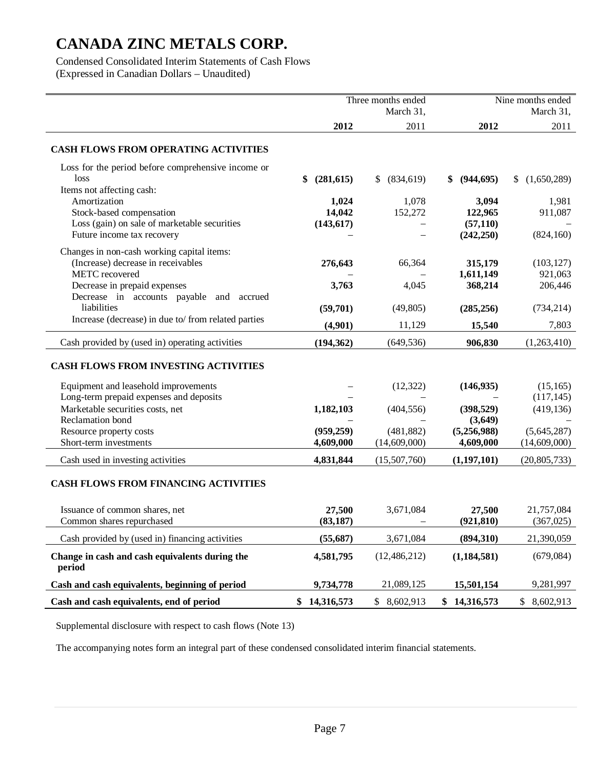# CANADA ZINC METALS CORP.

Condensed Consolidated Interim Statements of Cash Flows
(Expressed in Canadian Dollars – Unaudited)

| | Three months ended March 31, | | Nine months ended March 31, | |
|---|---|---|---|---|
| | **2012** | 2011 | **2012** | 2011 |
| **CASH FLOWS FROM OPERATING ACTIVITIES** | | | | |
| Loss for the period before comprehensive income or loss | **$ (281,615)** | $ (834,619) | **$ (944,695)** | $ (1,650,289) |
| Items not affecting cash: | | | | |
| Amortization | **1,024** | 1,078 | **3,094** | 1,981 |
| Stock-based compensation | **14,042** | 152,272 | **122,965** | 911,087 |
| Loss (gain) on sale of marketable securities | **(143,617)** | – | **(57,110)** | – |
| Future income tax recovery | – | – | **(242,250)** | (824,160) |
| Changes in non-cash working capital items: | | | | |
| (Increase) decrease in receivables | **276,643** | 66,364 | **315,179** | (103,127) |
| METC recovered | – | – | **1,611,149** | 921,063 |
| Decrease in prepaid expenses | **3,763** | 4,045 | **368,214** | 206,446 |
| Decrease in accounts payable and accrued liabilities | **(59,701)** | (49,805) | **(285,256)** | (734,214) |
| Increase (decrease) in due to/ from related parties | **(4,901)** | 11,129 | **15,540** | 7,803 |
| Cash provided by (used in) operating activities | **(194,362)** | (649,536) | **906,830** | (1,263,410) |
| **CASH FLOWS FROM INVESTING ACTIVITIES** | | | | |
| Equipment and leasehold improvements | – | (12,322) | **(146,935)** | (15,165) |
| Long-term prepaid expenses and deposits | – | – | – | (117,145) |
| Marketable securities costs, net | **1,182,103** | (404,556) | **(398,529)** | (419,136) |
| Reclamation bond | – | – | **(3,649)** | – |
| Resource property costs | **(959,259)** | (481,882) | **(5,256,988)** | (5,645,287) |
| Short-term investments | **4,609,000** | (14,609,000) | **4,609,000** | (14,609,000) |
| Cash used in investing activities | **4,831,844** | (15,507,760) | **(1,197,101)** | (20,805,733) |
| **CASH FLOWS FROM FINANCING ACTIVITIES** | | | | |
| Issuance of common shares, net | **27,500** | 3,671,084 | **27,500** | 21,757,084 |
| Common shares repurchased | **(83,187)** | – | **(921,810)** | (367,025) |
| Cash provided by (used in) financing activities | **(55,687)** | 3,671,084 | **(894,310)** | 21,390,059 |
| **Change in cash and cash equivalents during the period** | **4,581,795** | (12,486,212) | **(1,184,581)** | (679,084) |
| **Cash and cash equivalents, beginning of period** | **9,734,778** | 21,089,125 | **15,501,154** | 9,281,997 |
| **Cash and cash equivalents, end of period** | **$ 14,316,573** | $ 8,602,913 | **$ 14,316,573** | $ 8,602,913 |

Supplemental disclosure with respect to cash flows (Note 13)

The accompanying notes form an integral part of these condensed consolidated interim financial statements.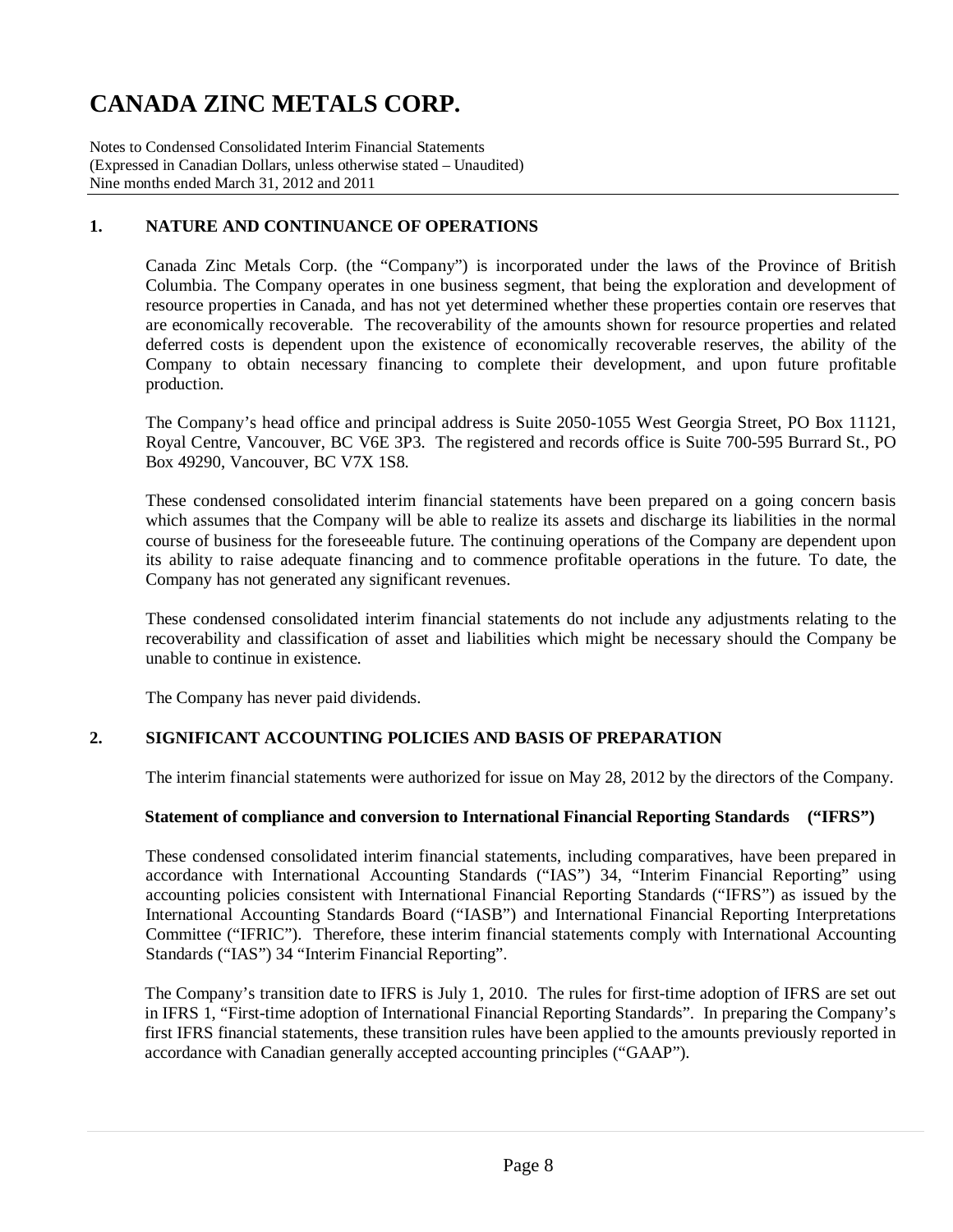# CANADA ZINC METALS CORP.

Notes to Condensed Consolidated Interim Financial Statements
(Expressed in Canadian Dollars, unless otherwise stated – Unaudited)
Nine months ended March 31, 2012 and 2011

## 1. NATURE AND CONTINUANCE OF OPERATIONS

Canada Zinc Metals Corp. (the "Company") is incorporated under the laws of the Province of British Columbia. The Company operates in one business segment, that being the exploration and development of resource properties in Canada, and has not yet determined whether these properties contain ore reserves that are economically recoverable. The recoverability of the amounts shown for resource properties and related deferred costs is dependent upon the existence of economically recoverable reserves, the ability of the Company to obtain necessary financing to complete their development, and upon future profitable production.

The Company's head office and principal address is Suite 2050-1055 West Georgia Street, PO Box 11121, Royal Centre, Vancouver, BC V6E 3P3. The registered and records office is Suite 700-595 Burrard St., PO Box 49290, Vancouver, BC V7X 1S8.

These condensed consolidated interim financial statements have been prepared on a going concern basis which assumes that the Company will be able to realize its assets and discharge its liabilities in the normal course of business for the foreseeable future. The continuing operations of the Company are dependent upon its ability to raise adequate financing and to commence profitable operations in the future. To date, the Company has not generated any significant revenues.

These condensed consolidated interim financial statements do not include any adjustments relating to the recoverability and classification of asset and liabilities which might be necessary should the Company be unable to continue in existence.

The Company has never paid dividends.

## 2. SIGNIFICANT ACCOUNTING POLICIES AND BASIS OF PREPARATION

The interim financial statements were authorized for issue on May 28, 2012 by the directors of the Company.

### Statement of compliance and conversion to International Financial Reporting Standards ("IFRS")

These condensed consolidated interim financial statements, including comparatives, have been prepared in accordance with International Accounting Standards ("IAS") 34, "Interim Financial Reporting" using accounting policies consistent with International Financial Reporting Standards ("IFRS") as issued by the International Accounting Standards Board ("IASB") and International Financial Reporting Interpretations Committee ("IFRIC"). Therefore, these interim financial statements comply with International Accounting Standards ("IAS") 34 "Interim Financial Reporting".

The Company's transition date to IFRS is July 1, 2010. The rules for first-time adoption of IFRS are set out in IFRS 1, "First-time adoption of International Financial Reporting Standards". In preparing the Company's first IFRS financial statements, these transition rules have been applied to the amounts previously reported in accordance with Canadian generally accepted accounting principles ("GAAP").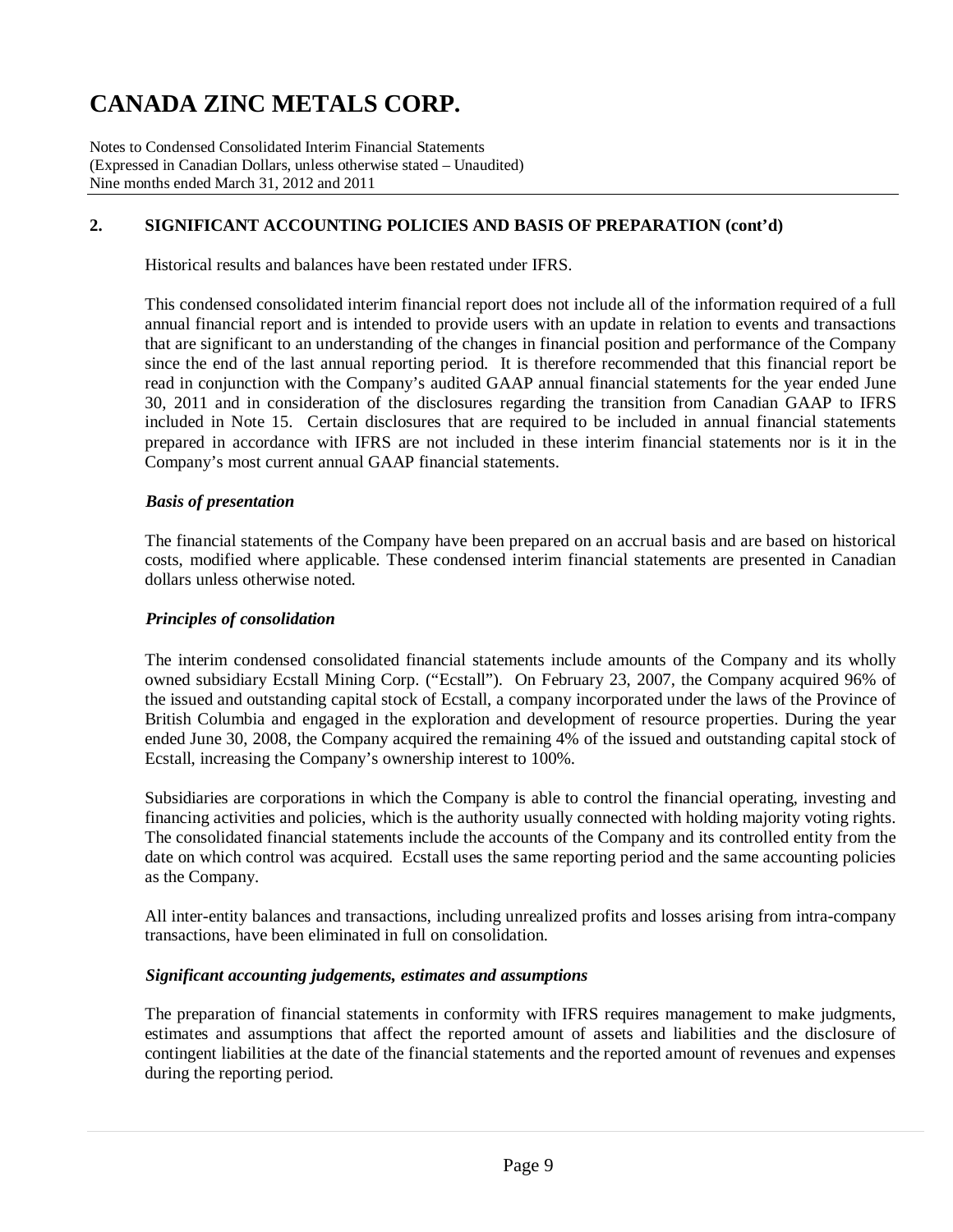# CANADA ZINC METALS CORP.

Notes to Condensed Consolidated Interim Financial Statements
(Expressed in Canadian Dollars, unless otherwise stated – Unaudited)
Nine months ended March 31, 2012 and 2011

## 2. SIGNIFICANT ACCOUNTING POLICIES AND BASIS OF PREPARATION (cont'd)

Historical results and balances have been restated under IFRS.

This condensed consolidated interim financial report does not include all of the information required of a full annual financial report and is intended to provide users with an update in relation to events and transactions that are significant to an understanding of the changes in financial position and performance of the Company since the end of the last annual reporting period. It is therefore recommended that this financial report be read in conjunction with the Company's audited GAAP annual financial statements for the year ended June 30, 2011 and in consideration of the disclosures regarding the transition from Canadian GAAP to IFRS included in Note 15. Certain disclosures that are required to be included in annual financial statements prepared in accordance with IFRS are not included in these interim financial statements nor is it in the Company's most current annual GAAP financial statements.

***Basis of presentation***

The financial statements of the Company have been prepared on an accrual basis and are based on historical costs, modified where applicable. These condensed interim financial statements are presented in Canadian dollars unless otherwise noted.

***Principles of consolidation***

The interim condensed consolidated financial statements include amounts of the Company and its wholly owned subsidiary Ecstall Mining Corp. ("Ecstall"). On February 23, 2007, the Company acquired 96% of the issued and outstanding capital stock of Ecstall, a company incorporated under the laws of the Province of British Columbia and engaged in the exploration and development of resource properties. During the year ended June 30, 2008, the Company acquired the remaining 4% of the issued and outstanding capital stock of Ecstall, increasing the Company's ownership interest to 100%.

Subsidiaries are corporations in which the Company is able to control the financial operating, investing and financing activities and policies, which is the authority usually connected with holding majority voting rights. The consolidated financial statements include the accounts of the Company and its controlled entity from the date on which control was acquired. Ecstall uses the same reporting period and the same accounting policies as the Company.

All inter-entity balances and transactions, including unrealized profits and losses arising from intra-company transactions, have been eliminated in full on consolidation.

***Significant accounting judgements, estimates and assumptions***

The preparation of financial statements in conformity with IFRS requires management to make judgments, estimates and assumptions that affect the reported amount of assets and liabilities and the disclosure of contingent liabilities at the date of the financial statements and the reported amount of revenues and expenses during the reporting period.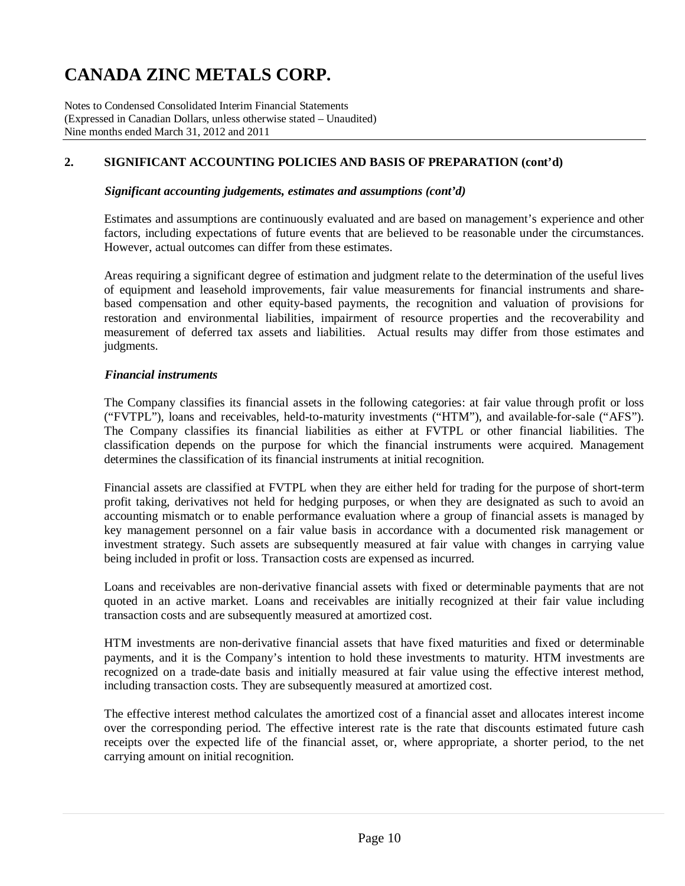# CANADA ZINC METALS CORP.

Notes to Condensed Consolidated Interim Financial Statements
(Expressed in Canadian Dollars, unless otherwise stated – Unaudited)
Nine months ended March 31, 2012 and 2011

## 2. SIGNIFICANT ACCOUNTING POLICIES AND BASIS OF PREPARATION (cont'd)

### *Significant accounting judgements, estimates and assumptions (cont'd)*

Estimates and assumptions are continuously evaluated and are based on management's experience and other factors, including expectations of future events that are believed to be reasonable under the circumstances. However, actual outcomes can differ from these estimates.

Areas requiring a significant degree of estimation and judgment relate to the determination of the useful lives of equipment and leasehold improvements, fair value measurements for financial instruments and share-based compensation and other equity-based payments, the recognition and valuation of provisions for restoration and environmental liabilities, impairment of resource properties and the recoverability and measurement of deferred tax assets and liabilities. Actual results may differ from those estimates and judgments.

### *Financial instruments*

The Company classifies its financial assets in the following categories: at fair value through profit or loss ("FVTPL"), loans and receivables, held-to-maturity investments ("HTM"), and available-for-sale ("AFS"). The Company classifies its financial liabilities as either at FVTPL or other financial liabilities. The classification depends on the purpose for which the financial instruments were acquired. Management determines the classification of its financial instruments at initial recognition.

Financial assets are classified at FVTPL when they are either held for trading for the purpose of short-term profit taking, derivatives not held for hedging purposes, or when they are designated as such to avoid an accounting mismatch or to enable performance evaluation where a group of financial assets is managed by key management personnel on a fair value basis in accordance with a documented risk management or investment strategy. Such assets are subsequently measured at fair value with changes in carrying value being included in profit or loss. Transaction costs are expensed as incurred.

Loans and receivables are non-derivative financial assets with fixed or determinable payments that are not quoted in an active market. Loans and receivables are initially recognized at their fair value including transaction costs and are subsequently measured at amortized cost.

HTM investments are non-derivative financial assets that have fixed maturities and fixed or determinable payments, and it is the Company's intention to hold these investments to maturity. HTM investments are recognized on a trade-date basis and initially measured at fair value using the effective interest method, including transaction costs. They are subsequently measured at amortized cost.

The effective interest method calculates the amortized cost of a financial asset and allocates interest income over the corresponding period. The effective interest rate is the rate that discounts estimated future cash receipts over the expected life of the financial asset, or, where appropriate, a shorter period, to the net carrying amount on initial recognition.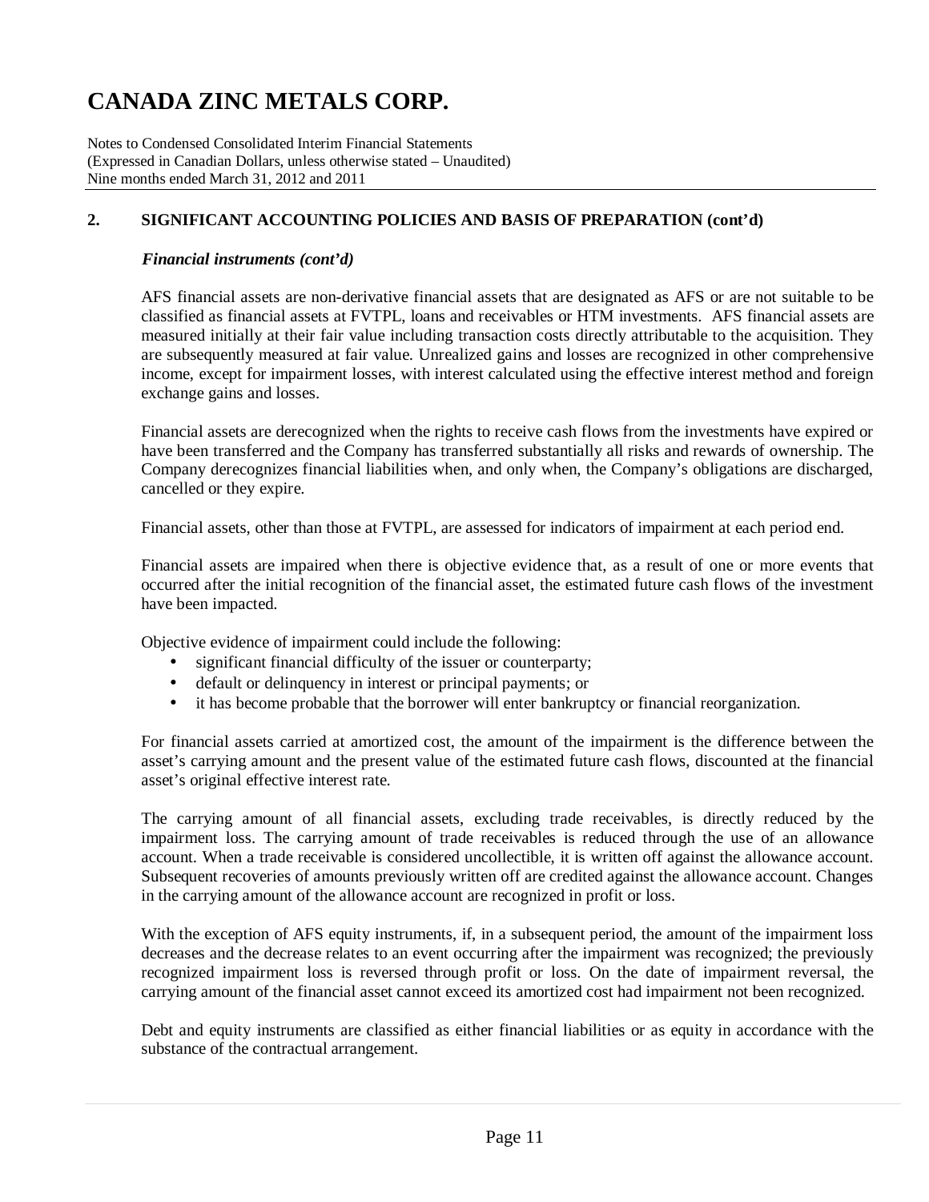# CANADA ZINC METALS CORP.

Notes to Condensed Consolidated Interim Financial Statements
(Expressed in Canadian Dollars, unless otherwise stated – Unaudited)
Nine months ended March 31, 2012 and 2011

## 2. SIGNIFICANT ACCOUNTING POLICIES AND BASIS OF PREPARATION (cont'd)

### *Financial instruments (cont'd)*

AFS financial assets are non-derivative financial assets that are designated as AFS or are not suitable to be classified as financial assets at FVTPL, loans and receivables or HTM investments. AFS financial assets are measured initially at their fair value including transaction costs directly attributable to the acquisition. They are subsequently measured at fair value. Unrealized gains and losses are recognized in other comprehensive income, except for impairment losses, with interest calculated using the effective interest method and foreign exchange gains and losses.

Financial assets are derecognized when the rights to receive cash flows from the investments have expired or have been transferred and the Company has transferred substantially all risks and rewards of ownership. The Company derecognizes financial liabilities when, and only when, the Company's obligations are discharged, cancelled or they expire.

Financial assets, other than those at FVTPL, are assessed for indicators of impairment at each period end.

Financial assets are impaired when there is objective evidence that, as a result of one or more events that occurred after the initial recognition of the financial asset, the estimated future cash flows of the investment have been impacted.

Objective evidence of impairment could include the following:

- significant financial difficulty of the issuer or counterparty;
- default or delinquency in interest or principal payments; or
- it has become probable that the borrower will enter bankruptcy or financial reorganization.

For financial assets carried at amortized cost, the amount of the impairment is the difference between the asset's carrying amount and the present value of the estimated future cash flows, discounted at the financial asset's original effective interest rate.

The carrying amount of all financial assets, excluding trade receivables, is directly reduced by the impairment loss. The carrying amount of trade receivables is reduced through the use of an allowance account. When a trade receivable is considered uncollectible, it is written off against the allowance account. Subsequent recoveries of amounts previously written off are credited against the allowance account. Changes in the carrying amount of the allowance account are recognized in profit or loss.

With the exception of AFS equity instruments, if, in a subsequent period, the amount of the impairment loss decreases and the decrease relates to an event occurring after the impairment was recognized; the previously recognized impairment loss is reversed through profit or loss. On the date of impairment reversal, the carrying amount of the financial asset cannot exceed its amortized cost had impairment not been recognized.

Debt and equity instruments are classified as either financial liabilities or as equity in accordance with the substance of the contractual arrangement.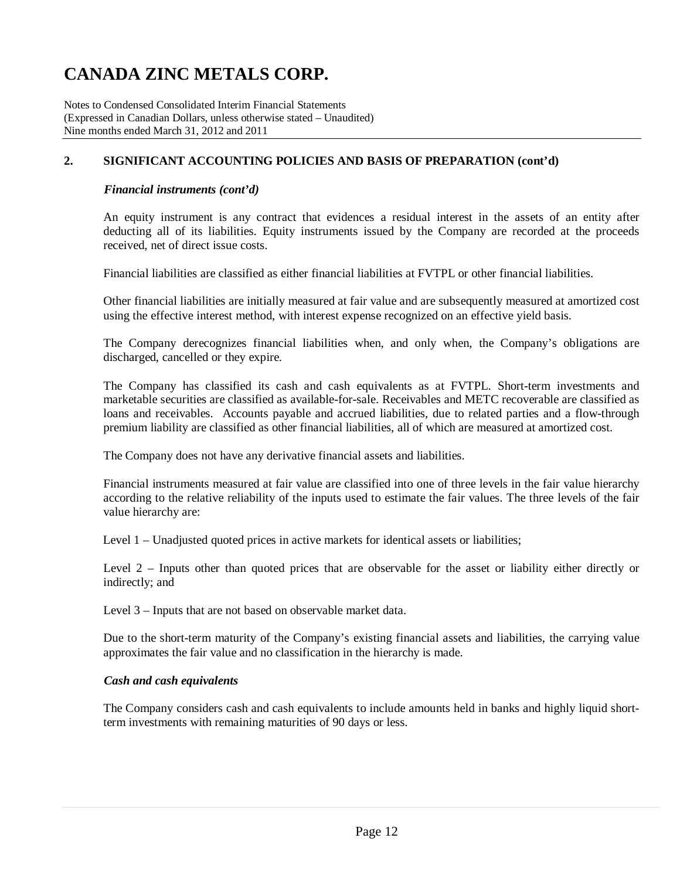## 2. SIGNIFICANT ACCOUNTING POLICIES AND BASIS OF PREPARATION (cont'd)

### *Financial instruments (cont'd)*

An equity instrument is any contract that evidences a residual interest in the assets of an entity after deducting all of its liabilities. Equity instruments issued by the Company are recorded at the proceeds received, net of direct issue costs.

Financial liabilities are classified as either financial liabilities at FVTPL or other financial liabilities.

Other financial liabilities are initially measured at fair value and are subsequently measured at amortized cost using the effective interest method, with interest expense recognized on an effective yield basis.

The Company derecognizes financial liabilities when, and only when, the Company's obligations are discharged, cancelled or they expire.

The Company has classified its cash and cash equivalents as at FVTPL. Short-term investments and marketable securities are classified as available-for-sale. Receivables and METC recoverable are classified as loans and receivables. Accounts payable and accrued liabilities, due to related parties and a flow-through premium liability are classified as other financial liabilities, all of which are measured at amortized cost.

The Company does not have any derivative financial assets and liabilities.

Financial instruments measured at fair value are classified into one of three levels in the fair value hierarchy according to the relative reliability of the inputs used to estimate the fair values. The three levels of the fair value hierarchy are:

Level 1 – Unadjusted quoted prices in active markets for identical assets or liabilities;

Level 2 – Inputs other than quoted prices that are observable for the asset or liability either directly or indirectly; and

Level 3 – Inputs that are not based on observable market data.

Due to the short-term maturity of the Company's existing financial assets and liabilities, the carrying value approximates the fair value and no classification in the hierarchy is made.

### *Cash and cash equivalents*

The Company considers cash and cash equivalents to include amounts held in banks and highly liquid short-term investments with remaining maturities of 90 days or less.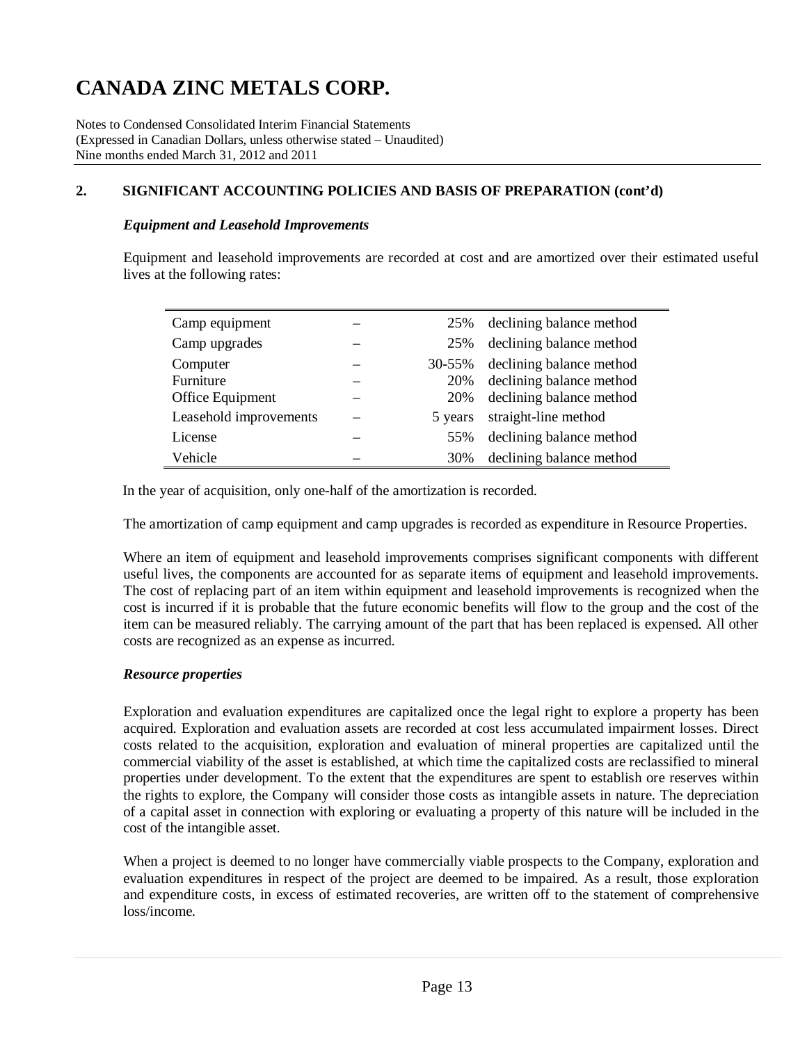# CANADA ZINC METALS CORP.

Notes to Condensed Consolidated Interim Financial Statements
(Expressed in Canadian Dollars, unless otherwise stated – Unaudited)
Nine months ended March 31, 2012 and 2011

## 2. SIGNIFICANT ACCOUNTING POLICIES AND BASIS OF PREPARATION (cont'd)

### *Equipment and Leasehold Improvements*

Equipment and leasehold improvements are recorded at cost and are amortized over their estimated useful lives at the following rates:

| | | | |
|---|---|---|---|
| Camp equipment | – | 25% | declining balance method |
| Camp upgrades | – | 25% | declining balance method |
| Computer | – | 30-55% | declining balance method |
| Furniture | – | 20% | declining balance method |
| Office Equipment | – | 20% | declining balance method |
| Leasehold improvements | – | 5 years | straight-line method |
| License | – | 55% | declining balance method |
| Vehicle | – | 30% | declining balance method |

In the year of acquisition, only one-half of the amortization is recorded.

The amortization of camp equipment and camp upgrades is recorded as expenditure in Resource Properties.

Where an item of equipment and leasehold improvements comprises significant components with different useful lives, the components are accounted for as separate items of equipment and leasehold improvements. The cost of replacing part of an item within equipment and leasehold improvements is recognized when the cost is incurred if it is probable that the future economic benefits will flow to the group and the cost of the item can be measured reliably. The carrying amount of the part that has been replaced is expensed. All other costs are recognized as an expense as incurred.

### *Resource properties*

Exploration and evaluation expenditures are capitalized once the legal right to explore a property has been acquired. Exploration and evaluation assets are recorded at cost less accumulated impairment losses. Direct costs related to the acquisition, exploration and evaluation of mineral properties are capitalized until the commercial viability of the asset is established, at which time the capitalized costs are reclassified to mineral properties under development. To the extent that the expenditures are spent to establish ore reserves within the rights to explore, the Company will consider those costs as intangible assets in nature. The depreciation of a capital asset in connection with exploring or evaluating a property of this nature will be included in the cost of the intangible asset.

When a project is deemed to no longer have commercially viable prospects to the Company, exploration and evaluation expenditures in respect of the project are deemed to be impaired. As a result, those exploration and expenditure costs, in excess of estimated recoveries, are written off to the statement of comprehensive loss/income.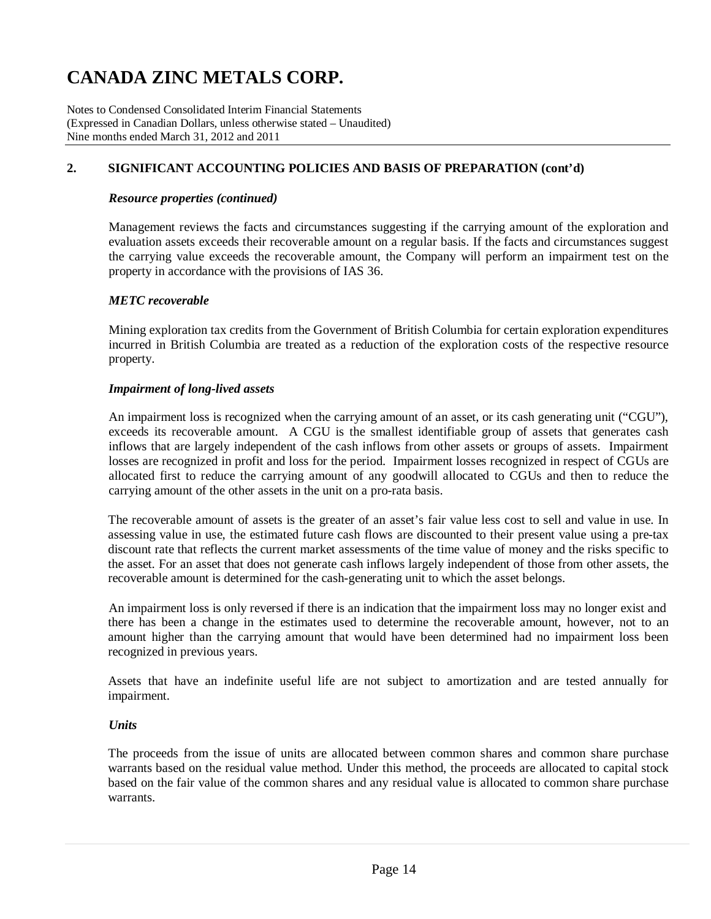# CANADA ZINC METALS CORP.

Notes to Condensed Consolidated Interim Financial Statements
(Expressed in Canadian Dollars, unless otherwise stated – Unaudited)
Nine months ended March 31, 2012 and 2011

## 2. SIGNIFICANT ACCOUNTING POLICIES AND BASIS OF PREPARATION (cont'd)

### *Resource properties (continued)*

Management reviews the facts and circumstances suggesting if the carrying amount of the exploration and evaluation assets exceeds their recoverable amount on a regular basis. If the facts and circumstances suggest the carrying value exceeds the recoverable amount, the Company will perform an impairment test on the property in accordance with the provisions of IAS 36.

### *METC recoverable*

Mining exploration tax credits from the Government of British Columbia for certain exploration expenditures incurred in British Columbia are treated as a reduction of the exploration costs of the respective resource property.

### *Impairment of long-lived assets*

An impairment loss is recognized when the carrying amount of an asset, or its cash generating unit ("CGU"), exceeds its recoverable amount. A CGU is the smallest identifiable group of assets that generates cash inflows that are largely independent of the cash inflows from other assets or groups of assets. Impairment losses are recognized in profit and loss for the period. Impairment losses recognized in respect of CGUs are allocated first to reduce the carrying amount of any goodwill allocated to CGUs and then to reduce the carrying amount of the other assets in the unit on a pro-rata basis.

The recoverable amount of assets is the greater of an asset's fair value less cost to sell and value in use. In assessing value in use, the estimated future cash flows are discounted to their present value using a pre-tax discount rate that reflects the current market assessments of the time value of money and the risks specific to the asset. For an asset that does not generate cash inflows largely independent of those from other assets, the recoverable amount is determined for the cash-generating unit to which the asset belongs.

An impairment loss is only reversed if there is an indication that the impairment loss may no longer exist and there has been a change in the estimates used to determine the recoverable amount, however, not to an amount higher than the carrying amount that would have been determined had no impairment loss been recognized in previous years.

Assets that have an indefinite useful life are not subject to amortization and are tested annually for impairment.

### *Units*

The proceeds from the issue of units are allocated between common shares and common share purchase warrants based on the residual value method. Under this method, the proceeds are allocated to capital stock based on the fair value of the common shares and any residual value is allocated to common share purchase warrants.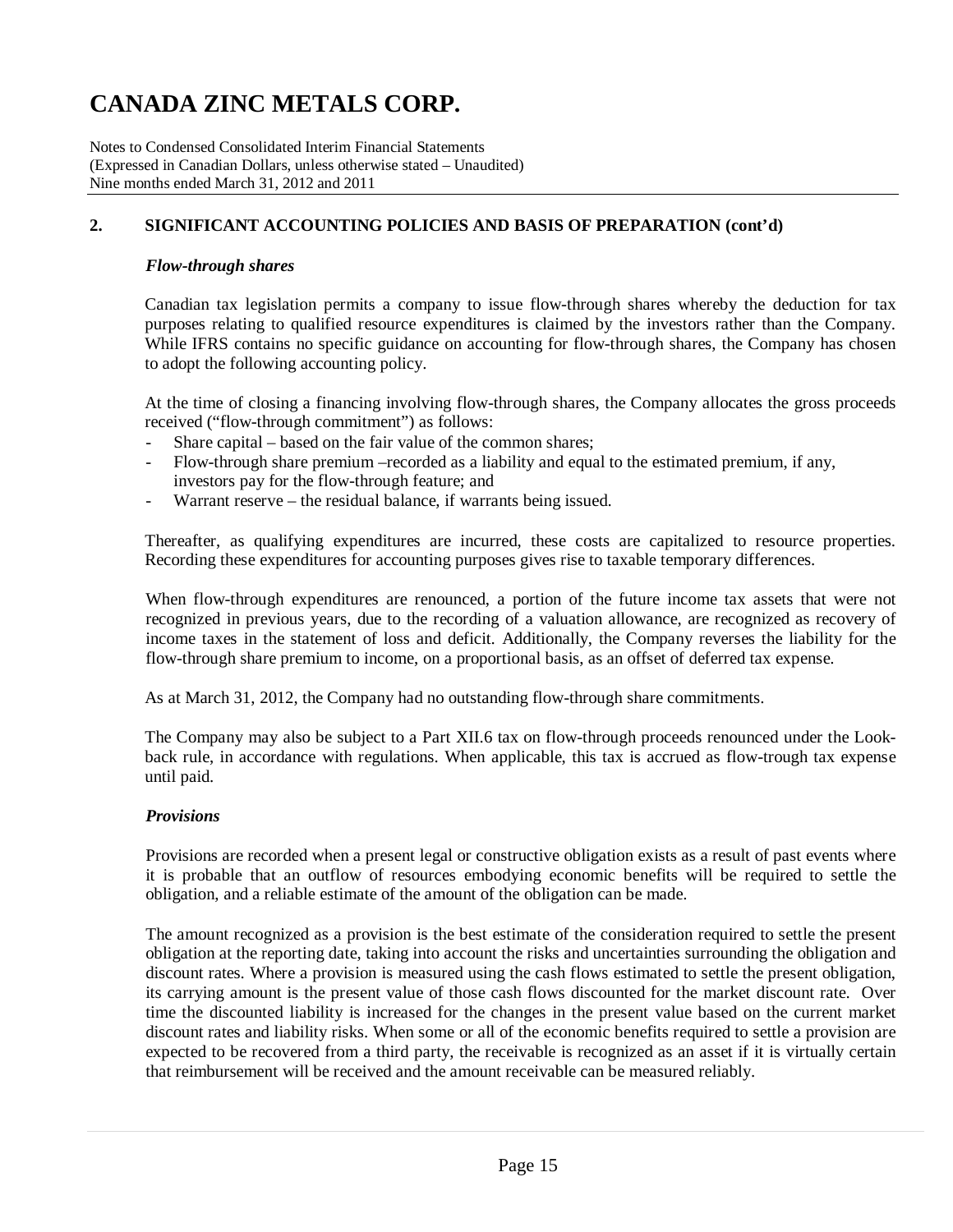## 2. SIGNIFICANT ACCOUNTING POLICIES AND BASIS OF PREPARATION (cont'd)

### *Flow-through shares*

Canadian tax legislation permits a company to issue flow-through shares whereby the deduction for tax purposes relating to qualified resource expenditures is claimed by the investors rather than the Company. While IFRS contains no specific guidance on accounting for flow-through shares, the Company has chosen to adopt the following accounting policy.

At the time of closing a financing involving flow-through shares, the Company allocates the gross proceeds received ("flow-through commitment") as follows:

- Share capital – based on the fair value of the common shares;
- Flow-through share premium –recorded as a liability and equal to the estimated premium, if any, investors pay for the flow-through feature; and
- Warrant reserve – the residual balance, if warrants being issued.

Thereafter, as qualifying expenditures are incurred, these costs are capitalized to resource properties. Recording these expenditures for accounting purposes gives rise to taxable temporary differences.

When flow-through expenditures are renounced, a portion of the future income tax assets that were not recognized in previous years, due to the recording of a valuation allowance, are recognized as recovery of income taxes in the statement of loss and deficit. Additionally, the Company reverses the liability for the flow-through share premium to income, on a proportional basis, as an offset of deferred tax expense.

As at March 31, 2012, the Company had no outstanding flow-through share commitments.

The Company may also be subject to a Part XII.6 tax on flow-through proceeds renounced under the Look-back rule, in accordance with regulations. When applicable, this tax is accrued as flow-trough tax expense until paid.

### *Provisions*

Provisions are recorded when a present legal or constructive obligation exists as a result of past events where it is probable that an outflow of resources embodying economic benefits will be required to settle the obligation, and a reliable estimate of the amount of the obligation can be made.

The amount recognized as a provision is the best estimate of the consideration required to settle the present obligation at the reporting date, taking into account the risks and uncertainties surrounding the obligation and discount rates. Where a provision is measured using the cash flows estimated to settle the present obligation, its carrying amount is the present value of those cash flows discounted for the market discount rate. Over time the discounted liability is increased for the changes in the present value based on the current market discount rates and liability risks. When some or all of the economic benefits required to settle a provision are expected to be recovered from a third party, the receivable is recognized as an asset if it is virtually certain that reimbursement will be received and the amount receivable can be measured reliably.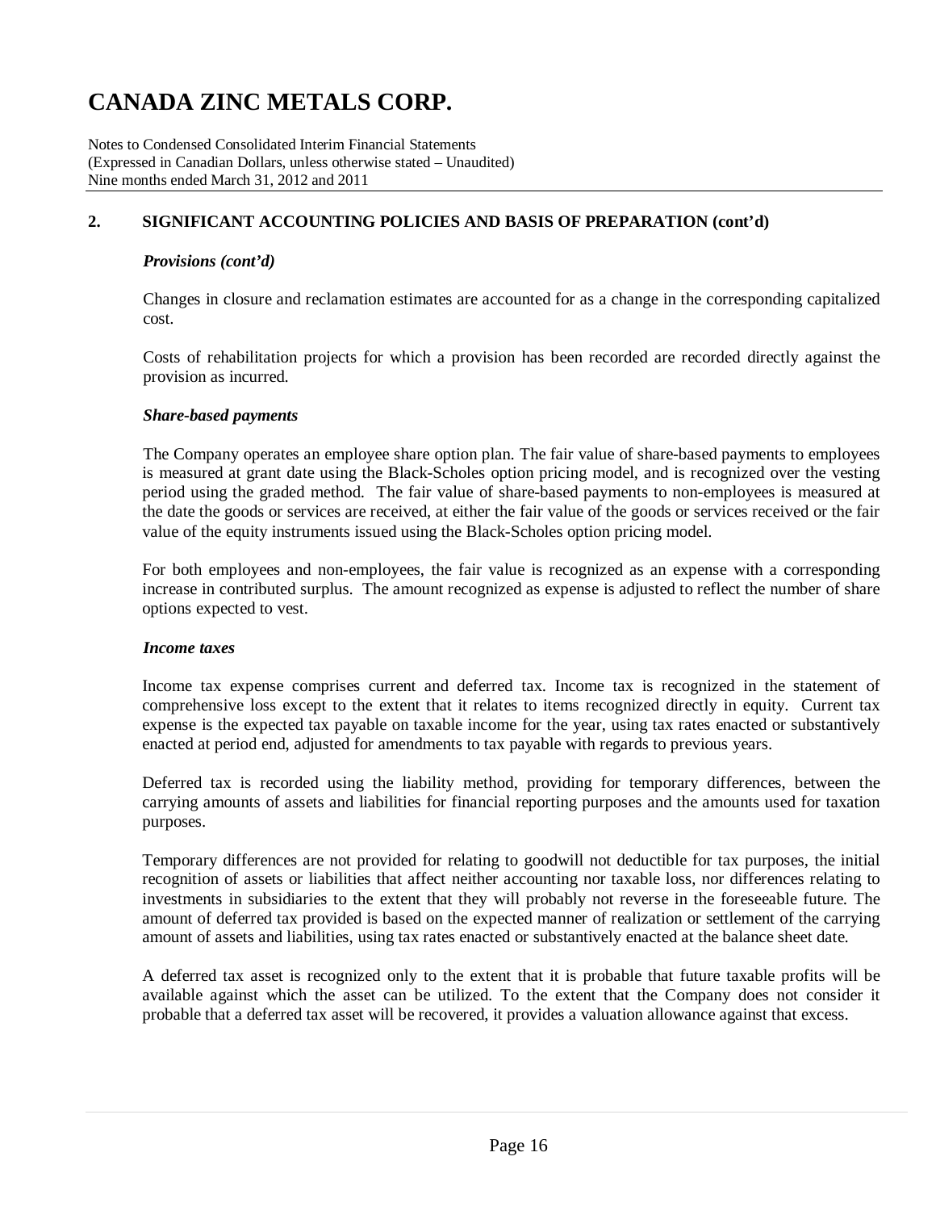## 2. SIGNIFICANT ACCOUNTING POLICIES AND BASIS OF PREPARATION (cont'd)

### *Provisions (cont'd)*

Changes in closure and reclamation estimates are accounted for as a change in the corresponding capitalized cost.

Costs of rehabilitation projects for which a provision has been recorded are recorded directly against the provision as incurred.

### *Share-based payments*

The Company operates an employee share option plan. The fair value of share-based payments to employees is measured at grant date using the Black-Scholes option pricing model, and is recognized over the vesting period using the graded method. The fair value of share-based payments to non-employees is measured at the date the goods or services are received, at either the fair value of the goods or services received or the fair value of the equity instruments issued using the Black-Scholes option pricing model.

For both employees and non-employees, the fair value is recognized as an expense with a corresponding increase in contributed surplus. The amount recognized as expense is adjusted to reflect the number of share options expected to vest.

### *Income taxes*

Income tax expense comprises current and deferred tax. Income tax is recognized in the statement of comprehensive loss except to the extent that it relates to items recognized directly in equity. Current tax expense is the expected tax payable on taxable income for the year, using tax rates enacted or substantively enacted at period end, adjusted for amendments to tax payable with regards to previous years.

Deferred tax is recorded using the liability method, providing for temporary differences, between the carrying amounts of assets and liabilities for financial reporting purposes and the amounts used for taxation purposes.

Temporary differences are not provided for relating to goodwill not deductible for tax purposes, the initial recognition of assets or liabilities that affect neither accounting nor taxable loss, nor differences relating to investments in subsidiaries to the extent that they will probably not reverse in the foreseeable future. The amount of deferred tax provided is based on the expected manner of realization or settlement of the carrying amount of assets and liabilities, using tax rates enacted or substantively enacted at the balance sheet date.

A deferred tax asset is recognized only to the extent that it is probable that future taxable profits will be available against which the asset can be utilized. To the extent that the Company does not consider it probable that a deferred tax asset will be recovered, it provides a valuation allowance against that excess.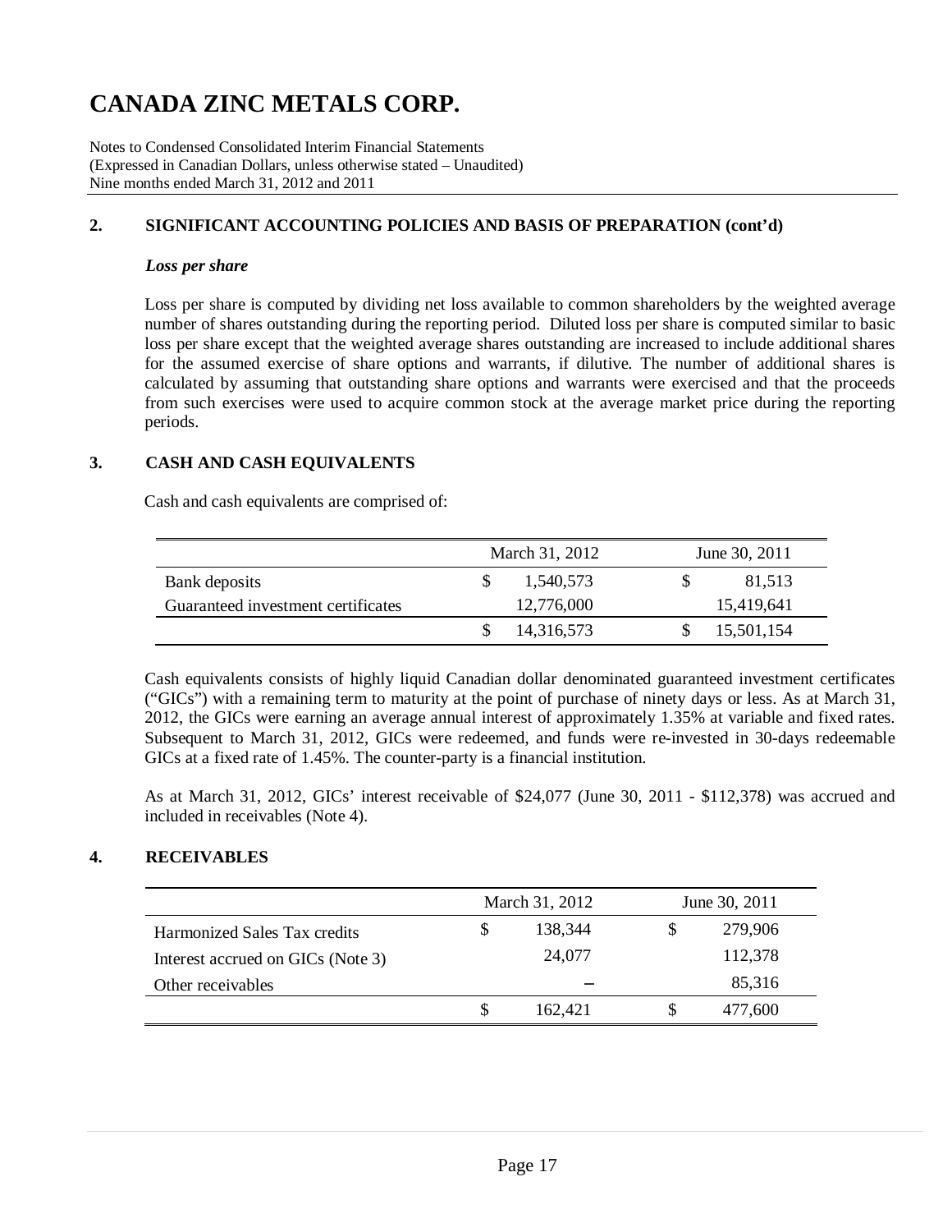# CANADA ZINC METALS CORP.

Notes to Condensed Consolidated Interim Financial Statements
(Expressed in Canadian Dollars, unless otherwise stated – Unaudited)
Nine months ended March 31, 2012 and 2011

## 2. SIGNIFICANT ACCOUNTING POLICIES AND BASIS OF PREPARATION (cont'd)

### *Loss per share*

Loss per share is computed by dividing net loss available to common shareholders by the weighted average number of shares outstanding during the reporting period. Diluted loss per share is computed similar to basic loss per share except that the weighted average shares outstanding are increased to include additional shares for the assumed exercise of share options and warrants, if dilutive. The number of additional shares is calculated by assuming that outstanding share options and warrants were exercised and that the proceeds from such exercises were used to acquire common stock at the average market price during the reporting periods.

## 3. CASH AND CASH EQUIVALENTS

Cash and cash equivalents are comprised of:

| | March 31, 2012 | June 30, 2011 |
|---|---|---|
| Bank deposits | $ 1,540,573 | $ 81,513 |
| Guaranteed investment certificates | 12,776,000 | 15,419,641 |
| | $ 14,316,573 | $ 15,501,154 |

Cash equivalents consists of highly liquid Canadian dollar denominated guaranteed investment certificates ("GICs") with a remaining term to maturity at the point of purchase of ninety days or less. As at March 31, 2012, the GICs were earning an average annual interest of approximately 1.35% at variable and fixed rates. Subsequent to March 31, 2012, GICs were redeemed, and funds were re-invested in 30-days redeemable GICs at a fixed rate of 1.45%. The counter-party is a financial institution.

As at March 31, 2012, GICs' interest receivable of $24,077 (June 30, 2011 - $112,378) was accrued and included in receivables (Note 4).

## 4. RECEIVABLES

| | March 31, 2012 | June 30, 2011 |
|---|---|---|
| Harmonized Sales Tax credits | $ 138,344 | $ 279,906 |
| Interest accrued on GICs (Note 3) | 24,077 | 112,378 |
| Other receivables | – | 85,316 |
| | $ 162,421 | $ 477,600 |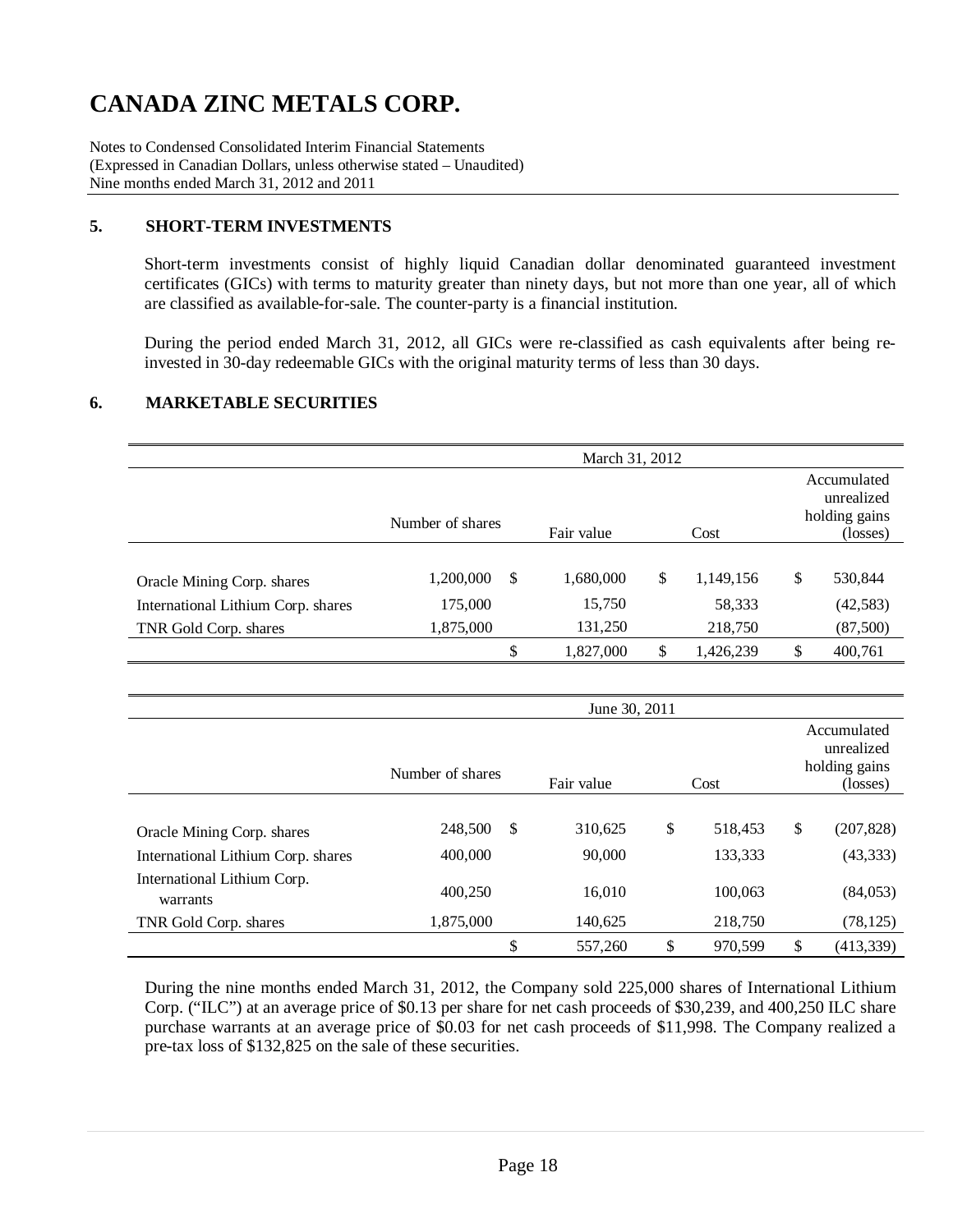# CANADA ZINC METALS CORP.

Notes to Condensed Consolidated Interim Financial Statements
(Expressed in Canadian Dollars, unless otherwise stated – Unaudited)
Nine months ended March 31, 2012 and 2011

## 5. SHORT-TERM INVESTMENTS

Short-term investments consist of highly liquid Canadian dollar denominated guaranteed investment certificates (GICs) with terms to maturity greater than ninety days, but not more than one year, all of which are classified as available-for-sale. The counter-party is a financial institution.

During the period ended March 31, 2012, all GICs were re-classified as cash equivalents after being re-invested in 30-day redeemable GICs with the original maturity terms of less than 30 days.

## 6. MARKETABLE SECURITIES

| | March 31, 2012 | | | |
|---|---|---|---|---|
| | Number of shares | Fair value | Cost | Accumulated unrealized holding gains (losses) |
| Oracle Mining Corp. shares | 1,200,000 | $ 1,680,000 | $ 1,149,156 | $ 530,844 |
| International Lithium Corp. shares | 175,000 | 15,750 | 58,333 | (42,583) |
| TNR Gold Corp. shares | 1,875,000 | 131,250 | 218,750 | (87,500) |
| | | $ 1,827,000 | $ 1,426,239 | $ 400,761 |

| | June 30, 2011 | | | |
|---|---|---|---|---|
| | Number of shares | Fair value | Cost | Accumulated unrealized holding gains (losses) |
| Oracle Mining Corp. shares | 248,500 | $ 310,625 | $ 518,453 | $ (207,828) |
| International Lithium Corp. shares | 400,000 | 90,000 | 133,333 | (43,333) |
| International Lithium Corp. warrants | 400,250 | 16,010 | 100,063 | (84,053) |
| TNR Gold Corp. shares | 1,875,000 | 140,625 | 218,750 | (78,125) |
| | | $ 557,260 | $ 970,599 | $ (413,339) |

During the nine months ended March 31, 2012, the Company sold 225,000 shares of International Lithium Corp. ("ILC") at an average price of $0.13 per share for net cash proceeds of $30,239, and 400,250 ILC share purchase warrants at an average price of $0.03 for net cash proceeds of $11,998. The Company realized a pre-tax loss of $132,825 on the sale of these securities.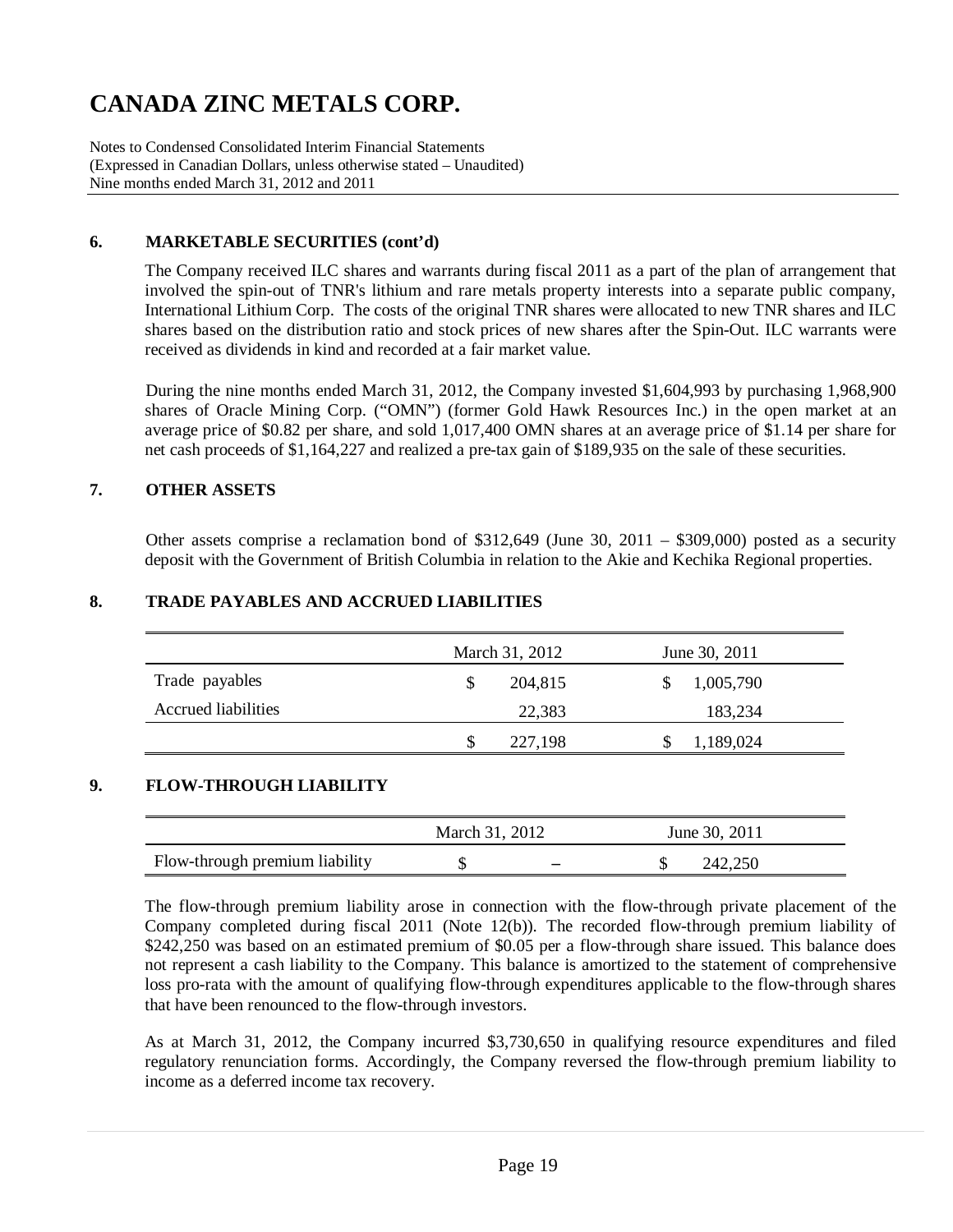# CANADA ZINC METALS CORP.

Notes to Condensed Consolidated Interim Financial Statements
(Expressed in Canadian Dollars, unless otherwise stated – Unaudited)
Nine months ended March 31, 2012 and 2011

## 6. MARKETABLE SECURITIES (cont'd)

The Company received ILC shares and warrants during fiscal 2011 as a part of the plan of arrangement that involved the spin-out of TNR's lithium and rare metals property interests into a separate public company, International Lithium Corp. The costs of the original TNR shares were allocated to new TNR shares and ILC shares based on the distribution ratio and stock prices of new shares after the Spin-Out. ILC warrants were received as dividends in kind and recorded at a fair market value.

During the nine months ended March 31, 2012, the Company invested $1,604,993 by purchasing 1,968,900 shares of Oracle Mining Corp. ("OMN") (former Gold Hawk Resources Inc.) in the open market at an average price of $0.82 per share, and sold 1,017,400 OMN shares at an average price of $1.14 per share for net cash proceeds of $1,164,227 and realized a pre-tax gain of $189,935 on the sale of these securities.

## 7. OTHER ASSETS

Other assets comprise a reclamation bond of $312,649 (June 30, 2011 – $309,000) posted as a security deposit with the Government of British Columbia in relation to the Akie and Kechika Regional properties.

## 8. TRADE PAYABLES AND ACCRUED LIABILITIES

| | March 31, 2012 | June 30, 2011 |
|---|---|---|
| Trade payables | $ 204,815 | $ 1,005,790 |
| Accrued liabilities | 22,383 | 183,234 |
| | $ 227,198 | $ 1,189,024 |

## 9. FLOW-THROUGH LIABILITY

| | March 31, 2012 | June 30, 2011 |
|---|---|---|
| Flow-through premium liability | $ – | $ 242,250 |

The flow-through premium liability arose in connection with the flow-through private placement of the Company completed during fiscal 2011 (Note 12(b)). The recorded flow-through premium liability of $242,250 was based on an estimated premium of $0.05 per a flow-through share issued. This balance does not represent a cash liability to the Company. This balance is amortized to the statement of comprehensive loss pro-rata with the amount of qualifying flow-through expenditures applicable to the flow-through shares that have been renounced to the flow-through investors.

As at March 31, 2012, the Company incurred $3,730,650 in qualifying resource expenditures and filed regulatory renunciation forms. Accordingly, the Company reversed the flow-through premium liability to income as a deferred income tax recovery.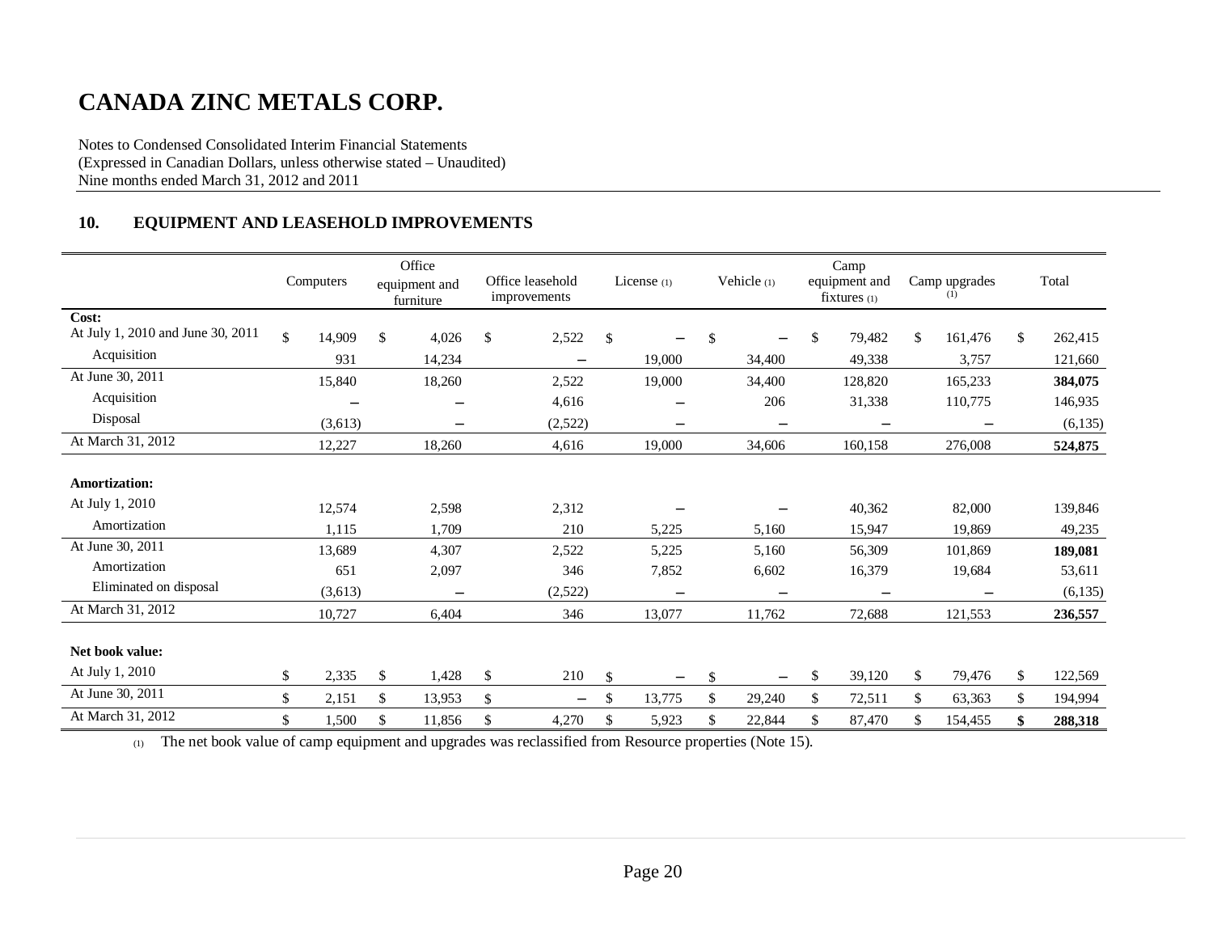# CANADA ZINC METALS CORP.

Notes to Condensed Consolidated Interim Financial Statements
(Expressed in Canadian Dollars, unless otherwise stated – Unaudited)
Nine months ended March 31, 2012 and 2011

## 10. EQUIPMENT AND LEASEHOLD IMPROVEMENTS

| | Computers | Office equipment and furniture | Office leasehold improvements | License (1) | Vehicle (1) | Camp equipment and fixtures (1) | Camp upgrades (1) | Total |
|---|---|---|---|---|---|---|---|---|
| **Cost:** | | | | | | | | |
| At July 1, 2010 and June 30, 2011 | $ 14,909 | $ 4,026 | $ 2,522 | $ – | $ – | $ 79,482 | $ 161,476 | $ 262,415 |
| Acquisition | 931 | 14,234 | – | 19,000 | 34,400 | 49,338 | 3,757 | 121,660 |
| At June 30, 2011 | 15,840 | 18,260 | 2,522 | 19,000 | 34,400 | 128,820 | 165,233 | **384,075** |
| Acquisition | – | – | 4,616 | – | 206 | 31,338 | 110,775 | 146,935 |
| Disposal | (3,613) | – | (2,522) | – | – | – | – | (6,135) |
| At March 31, 2012 | 12,227 | 18,260 | 4,616 | 19,000 | 34,606 | 160,158 | 276,008 | **524,875** |
| **Amortization:** | | | | | | | | |
| At July 1, 2010 | 12,574 | 2,598 | 2,312 | – | – | 40,362 | 82,000 | 139,846 |
| Amortization | 1,115 | 1,709 | 210 | 5,225 | 5,160 | 15,947 | 19,869 | 49,235 |
| At June 30, 2011 | 13,689 | 4,307 | 2,522 | 5,225 | 5,160 | 56,309 | 101,869 | **189,081** |
| Amortization | 651 | 2,097 | 346 | 7,852 | 6,602 | 16,379 | 19,684 | 53,611 |
| Eliminated on disposal | (3,613) | – | (2,522) | – | – | – | – | (6,135) |
| At March 31, 2012 | 10,727 | 6,404 | 346 | 13,077 | 11,762 | 72,688 | 121,553 | **236,557** |
| **Net book value:** | | | | | | | | |
| At July 1, 2010 | $ 2,335 | $ 1,428 | $ 210 | $ – | $ – | $ 39,120 | $ 79,476 | $ 122,569 |
| At June 30, 2011 | $ 2,151 | $ 13,953 | $ – | $ 13,775 | $ 29,240 | $ 72,511 | $ 63,363 | $ 194,994 |
| At March 31, 2012 | $ 1,500 | $ 11,856 | $ 4,270 | $ 5,923 | $ 22,844 | $ 87,470 | $ 154,455 | **$ 288,318** |

(1) The net book value of camp equipment and upgrades was reclassified from Resource properties (Note 15).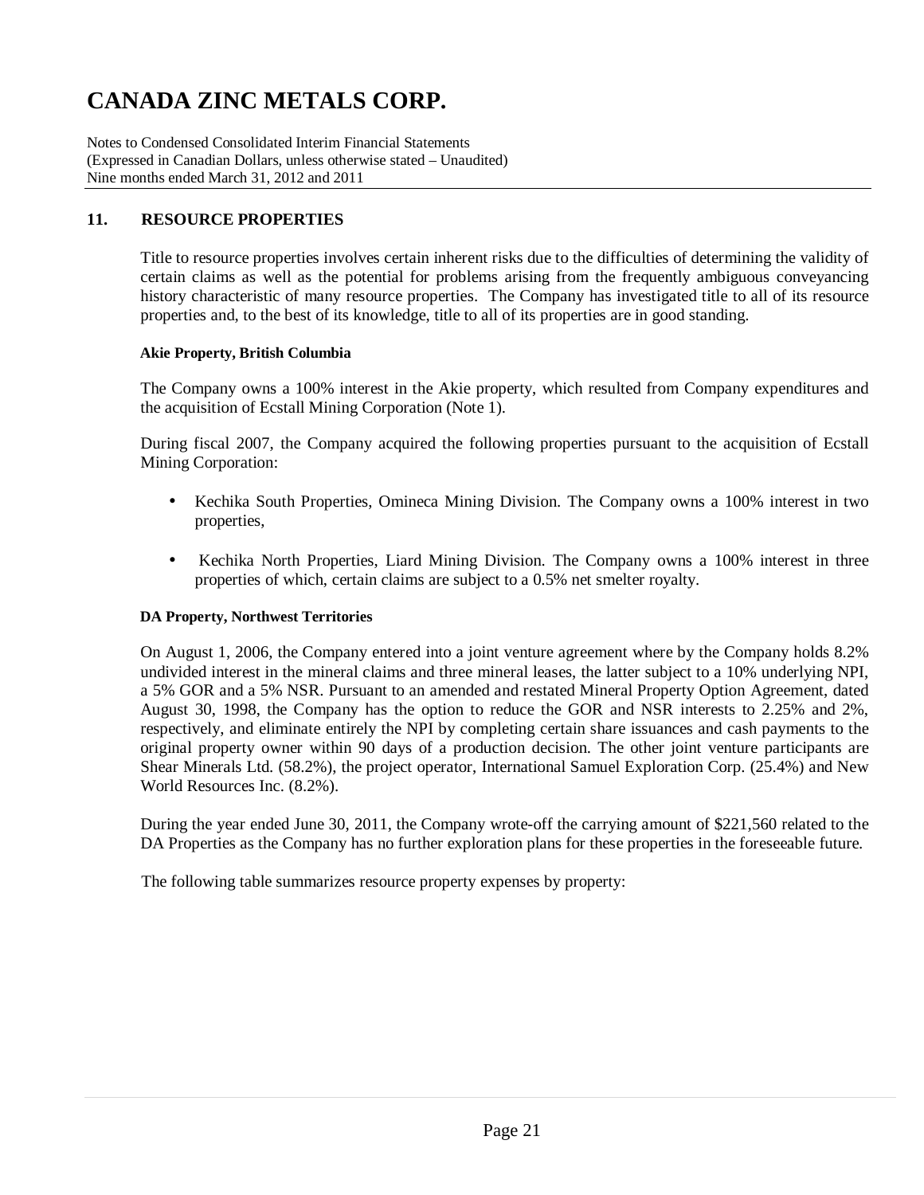# CANADA ZINC METALS CORP.

Notes to Condensed Consolidated Interim Financial Statements
(Expressed in Canadian Dollars, unless otherwise stated – Unaudited)
Nine months ended March 31, 2012 and 2011

## 11. RESOURCE PROPERTIES

Title to resource properties involves certain inherent risks due to the difficulties of determining the validity of certain claims as well as the potential for problems arising from the frequently ambiguous conveyancing history characteristic of many resource properties. The Company has investigated title to all of its resource properties and, to the best of its knowledge, title to all of its properties are in good standing.

### Akie Property, British Columbia

The Company owns a 100% interest in the Akie property, which resulted from Company expenditures and the acquisition of Ecstall Mining Corporation (Note 1).

During fiscal 2007, the Company acquired the following properties pursuant to the acquisition of Ecstall Mining Corporation:

- Kechika South Properties, Omineca Mining Division. The Company owns a 100% interest in two properties,
- Kechika North Properties, Liard Mining Division. The Company owns a 100% interest in three properties of which, certain claims are subject to a 0.5% net smelter royalty.

### DA Property, Northwest Territories

On August 1, 2006, the Company entered into a joint venture agreement where by the Company holds 8.2% undivided interest in the mineral claims and three mineral leases, the latter subject to a 10% underlying NPI, a 5% GOR and a 5% NSR. Pursuant to an amended and restated Mineral Property Option Agreement, dated August 30, 1998, the Company has the option to reduce the GOR and NSR interests to 2.25% and 2%, respectively, and eliminate entirely the NPI by completing certain share issuances and cash payments to the original property owner within 90 days of a production decision. The other joint venture participants are Shear Minerals Ltd. (58.2%), the project operator, International Samuel Exploration Corp. (25.4%) and New World Resources Inc. (8.2%).

During the year ended June 30, 2011, the Company wrote-off the carrying amount of $221,560 related to the DA Properties as the Company has no further exploration plans for these properties in the foreseeable future.

The following table summarizes resource property expenses by property: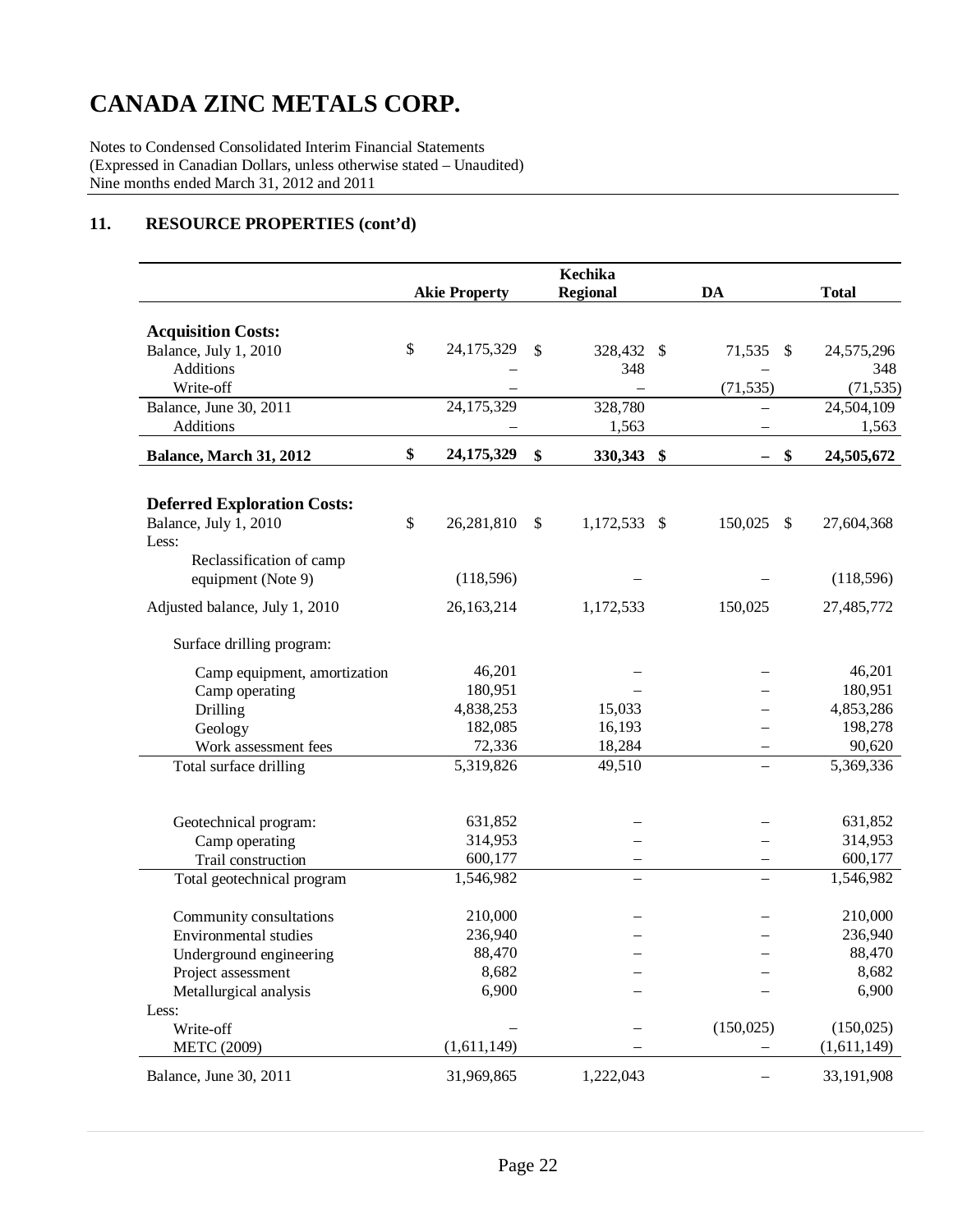# CANADA ZINC METALS CORP.

Notes to Condensed Consolidated Interim Financial Statements
(Expressed in Canadian Dollars, unless otherwise stated – Unaudited)
Nine months ended March 31, 2012 and 2011

## 11. RESOURCE PROPERTIES (cont'd)

| | Akie Property | Kechika Regional | DA | Total |
|---|---|---|---|---|
| **Acquisition Costs:** | | | | |
| Balance, July 1, 2010 | $ 24,175,329 | $ 328,432 | $ 71,535 | $ 24,575,296 |
| Additions | – | 348 | – | 348 |
| Write-off | – | – | (71,535) | (71,535) |
| Balance, June 30, 2011 | 24,175,329 | 328,780 | – | 24,504,109 |
| Additions | – | 1,563 | – | 1,563 |
| **Balance, March 31, 2012** | **$ 24,175,329** | **$ 330,343** | **$ –** | **$ 24,505,672** |
| | | | | |
| **Deferred Exploration Costs:** | | | | |
| Balance, July 1, 2010 | $ 26,281,810 | $ 1,172,533 | $ 150,025 | $ 27,604,368 |
| Less: | | | | |
| Reclassification of camp equipment (Note 9) | (118,596) | – | – | (118,596) |
| Adjusted balance, July 1, 2010 | 26,163,214 | 1,172,533 | 150,025 | 27,485,772 |
| Surface drilling program: | | | | |
| Camp equipment, amortization | 46,201 | – | – | 46,201 |
| Camp operating | 180,951 | – | – | 180,951 |
| Drilling | 4,838,253 | 15,033 | – | 4,853,286 |
| Geology | 182,085 | 16,193 | – | 198,278 |
| Work assessment fees | 72,336 | 18,284 | – | 90,620 |
| Total surface drilling | 5,319,826 | 49,510 | – | 5,369,336 |
| | | | | |
| Geotechnical program: | 631,852 | – | – | 631,852 |
| Camp operating | 314,953 | – | – | 314,953 |
| Trail construction | 600,177 | – | – | 600,177 |
| Total geotechnical program | 1,546,982 | – | – | 1,546,982 |
| | | | | |
| Community consultations | 210,000 | – | – | 210,000 |
| Environmental studies | 236,940 | – | – | 236,940 |
| Underground engineering | 88,470 | – | – | 88,470 |
| Project assessment | 8,682 | – | – | 8,682 |
| Metallurgical analysis | 6,900 | – | – | 6,900 |
| Less: | | | | |
| Write-off | – | – | (150,025) | (150,025) |
| METC (2009) | (1,611,149) | – | – | (1,611,149) |
| Balance, June 30, 2011 | 31,969,865 | 1,222,043 | – | 33,191,908 |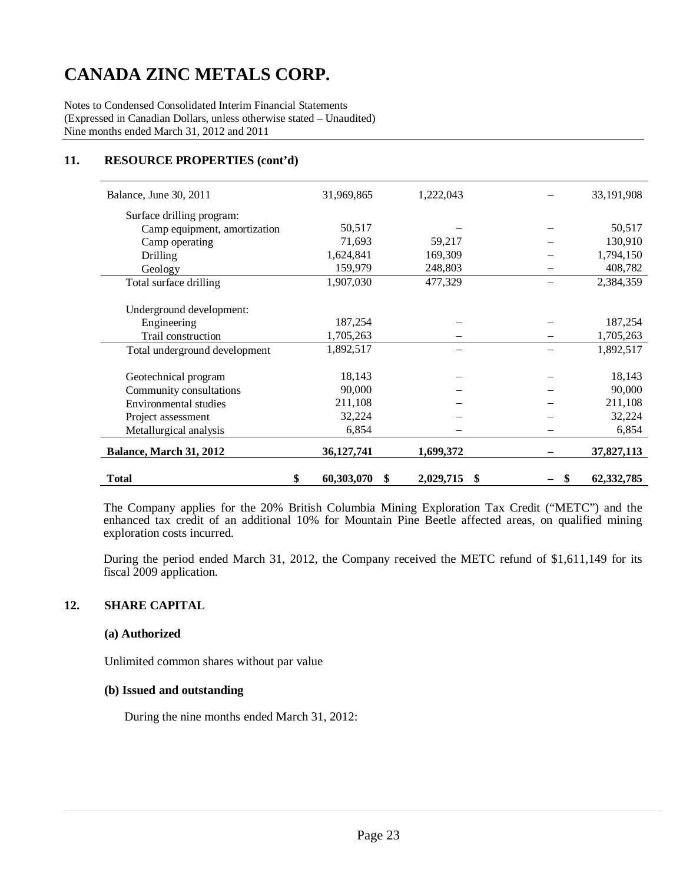# CANADA ZINC METALS CORP.

Notes to Condensed Consolidated Interim Financial Statements
(Expressed in Canadian Dollars, unless otherwise stated – Unaudited)
Nine months ended March 31, 2012 and 2011

## 11. RESOURCE PROPERTIES (cont'd)

| | | | | |
|---|---|---|---|---|
| Balance, June 30, 2011 | 31,969,865 | 1,222,043 | – | 33,191,908 |
| Surface drilling program: | | | | |
| Camp equipment, amortization | 50,517 | – | – | 50,517 |
| Camp operating | 71,693 | 59,217 | – | 130,910 |
| Drilling | 1,624,841 | 169,309 | – | 1,794,150 |
| Geology | 159,979 | 248,803 | – | 408,782 |
| Total surface drilling | 1,907,030 | 477,329 | – | 2,384,359 |
| Underground development: | | | | |
| Engineering | 187,254 | – | – | 187,254 |
| Trail construction | 1,705,263 | – | – | 1,705,263 |
| Total underground development | 1,892,517 | – | – | 1,892,517 |
| Geotechnical program | 18,143 | – | – | 18,143 |
| Community consultations | 90,000 | – | – | 90,000 |
| Environmental studies | 211,108 | – | – | 211,108 |
| Project assessment | 32,224 | – | – | 32,224 |
| Metallurgical analysis | 6,854 | – | – | 6,854 |
| **Balance, March 31, 2012** | **36,127,741** | **1,699,372** | **–** | **37,827,113** |
| **Total** | **$ 60,303,070** | **$ 2,029,715** | **$ –** | **$ 62,332,785** |

The Company applies for the 20% British Columbia Mining Exploration Tax Credit ("METC") and the enhanced tax credit of an additional 10% for Mountain Pine Beetle affected areas, on qualified mining exploration costs incurred.

During the period ended March 31, 2012, the Company received the METC refund of $1,611,149 for its fiscal 2009 application.

## 12. SHARE CAPITAL

### (a) Authorized

Unlimited common shares without par value

### (b) Issued and outstanding

During the nine months ended March 31, 2012: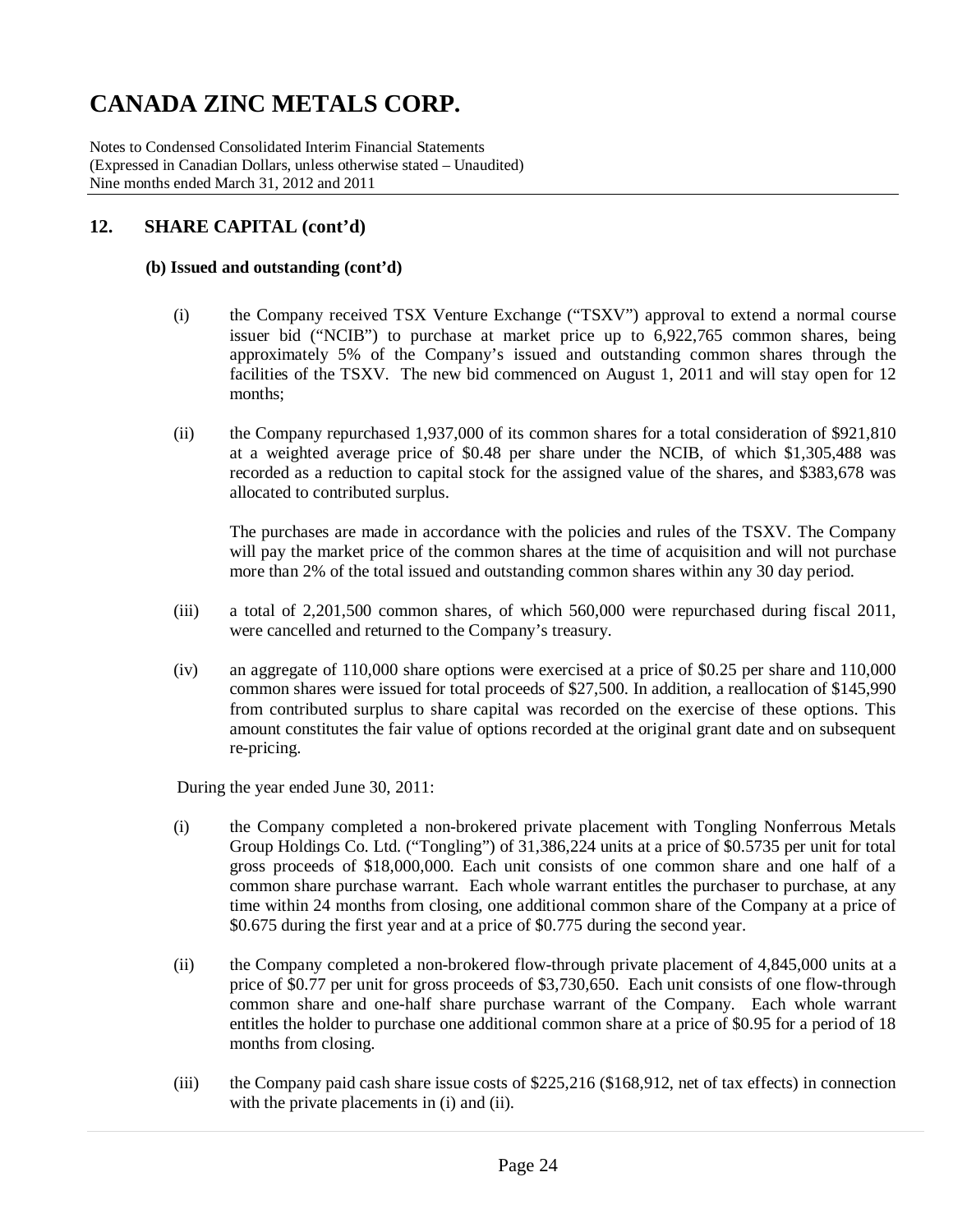# CANADA ZINC METALS CORP.

Notes to Condensed Consolidated Interim Financial Statements
(Expressed in Canadian Dollars, unless otherwise stated – Unaudited)
Nine months ended March 31, 2012 and 2011

## 12. SHARE CAPITAL (cont'd)

### (b) Issued and outstanding (cont'd)

(i) the Company received TSX Venture Exchange ("TSXV") approval to extend a normal course issuer bid ("NCIB") to purchase at market price up to 6,922,765 common shares, being approximately 5% of the Company's issued and outstanding common shares through the facilities of the TSXV. The new bid commenced on August 1, 2011 and will stay open for 12 months;

(ii) the Company repurchased 1,937,000 of its common shares for a total consideration of $921,810 at a weighted average price of $0.48 per share under the NCIB, of which $1,305,488 was recorded as a reduction to capital stock for the assigned value of the shares, and $383,678 was allocated to contributed surplus.

The purchases are made in accordance with the policies and rules of the TSXV. The Company will pay the market price of the common shares at the time of acquisition and will not purchase more than 2% of the total issued and outstanding common shares within any 30 day period.

(iii) a total of 2,201,500 common shares, of which 560,000 were repurchased during fiscal 2011, were cancelled and returned to the Company's treasury.

(iv) an aggregate of 110,000 share options were exercised at a price of $0.25 per share and 110,000 common shares were issued for total proceeds of $27,500. In addition, a reallocation of $145,990 from contributed surplus to share capital was recorded on the exercise of these options. This amount constitutes the fair value of options recorded at the original grant date and on subsequent re-pricing.

During the year ended June 30, 2011:

(i) the Company completed a non-brokered private placement with Tongling Nonferrous Metals Group Holdings Co. Ltd. ("Tongling") of 31,386,224 units at a price of $0.5735 per unit for total gross proceeds of $18,000,000. Each unit consists of one common share and one half of a common share purchase warrant. Each whole warrant entitles the purchaser to purchase, at any time within 24 months from closing, one additional common share of the Company at a price of $0.675 during the first year and at a price of $0.775 during the second year.

(ii) the Company completed a non-brokered flow-through private placement of 4,845,000 units at a price of $0.77 per unit for gross proceeds of $3,730,650. Each unit consists of one flow-through common share and one-half share purchase warrant of the Company. Each whole warrant entitles the holder to purchase one additional common share at a price of $0.95 for a period of 18 months from closing.

(iii) the Company paid cash share issue costs of $225,216 ($168,912, net of tax effects) in connection with the private placements in (i) and (ii).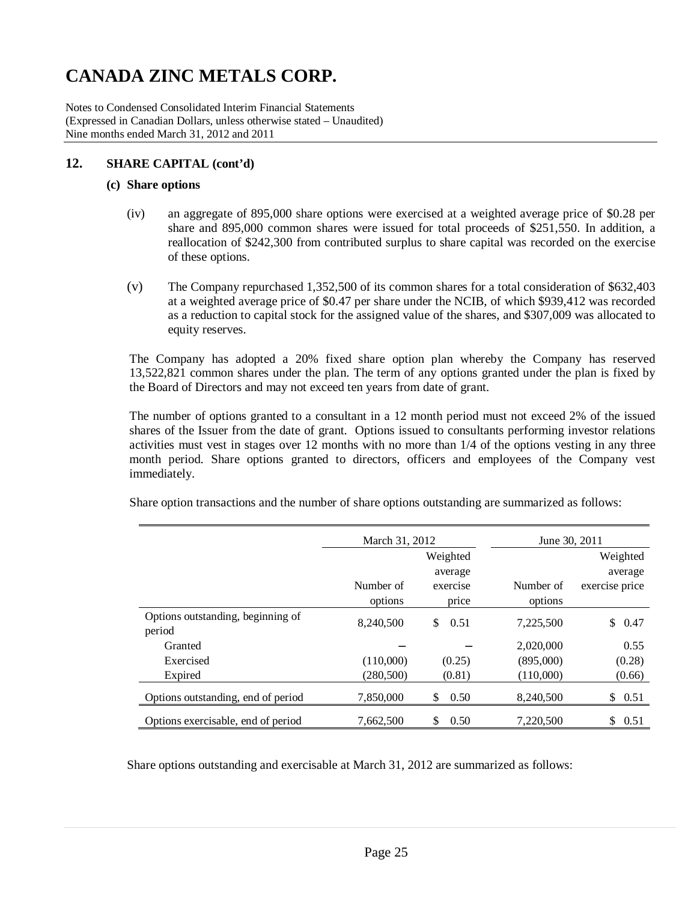# CANADA ZINC METALS CORP.

Notes to Condensed Consolidated Interim Financial Statements
(Expressed in Canadian Dollars, unless otherwise stated – Unaudited)
Nine months ended March 31, 2012 and 2011

## 12. SHARE CAPITAL (cont'd)

### (c) Share options

(iv) an aggregate of 895,000 share options were exercised at a weighted average price of $0.28 per share and 895,000 common shares were issued for total proceeds of $251,550. In addition, a reallocation of $242,300 from contributed surplus to share capital was recorded on the exercise of these options.

(v) The Company repurchased 1,352,500 of its common shares for a total consideration of $632,403 at a weighted average price of $0.47 per share under the NCIB, of which $939,412 was recorded as a reduction to capital stock for the assigned value of the shares, and $307,009 was allocated to equity reserves.

The Company has adopted a 20% fixed share option plan whereby the Company has reserved 13,522,821 common shares under the plan. The term of any options granted under the plan is fixed by the Board of Directors and may not exceed ten years from date of grant.

The number of options granted to a consultant in a 12 month period must not exceed 2% of the issued shares of the Issuer from the date of grant. Options issued to consultants performing investor relations activities must vest in stages over 12 months with no more than 1/4 of the options vesting in any three month period. Share options granted to directors, officers and employees of the Company vest immediately.

Share option transactions and the number of share options outstanding are summarized as follows:

| | March 31, 2012 | | June 30, 2011 | |
|---|---|---|---|---|
| | Number of options | Weighted average exercise price | Number of options | Weighted average exercise price |
| Options outstanding, beginning of period | 8,240,500 | $ 0.51 | 7,225,500 | $ 0.47 |
| Granted | – | – | 2,020,000 | 0.55 |
| Exercised | (110,000) | (0.25) | (895,000) | (0.28) |
| Expired | (280,500) | (0.81) | (110,000) | (0.66) |
| Options outstanding, end of period | 7,850,000 | $ 0.50 | 8,240,500 | $ 0.51 |
| Options exercisable, end of period | 7,662,500 | $ 0.50 | 7,220,500 | $ 0.51 |

Share options outstanding and exercisable at March 31, 2012 are summarized as follows: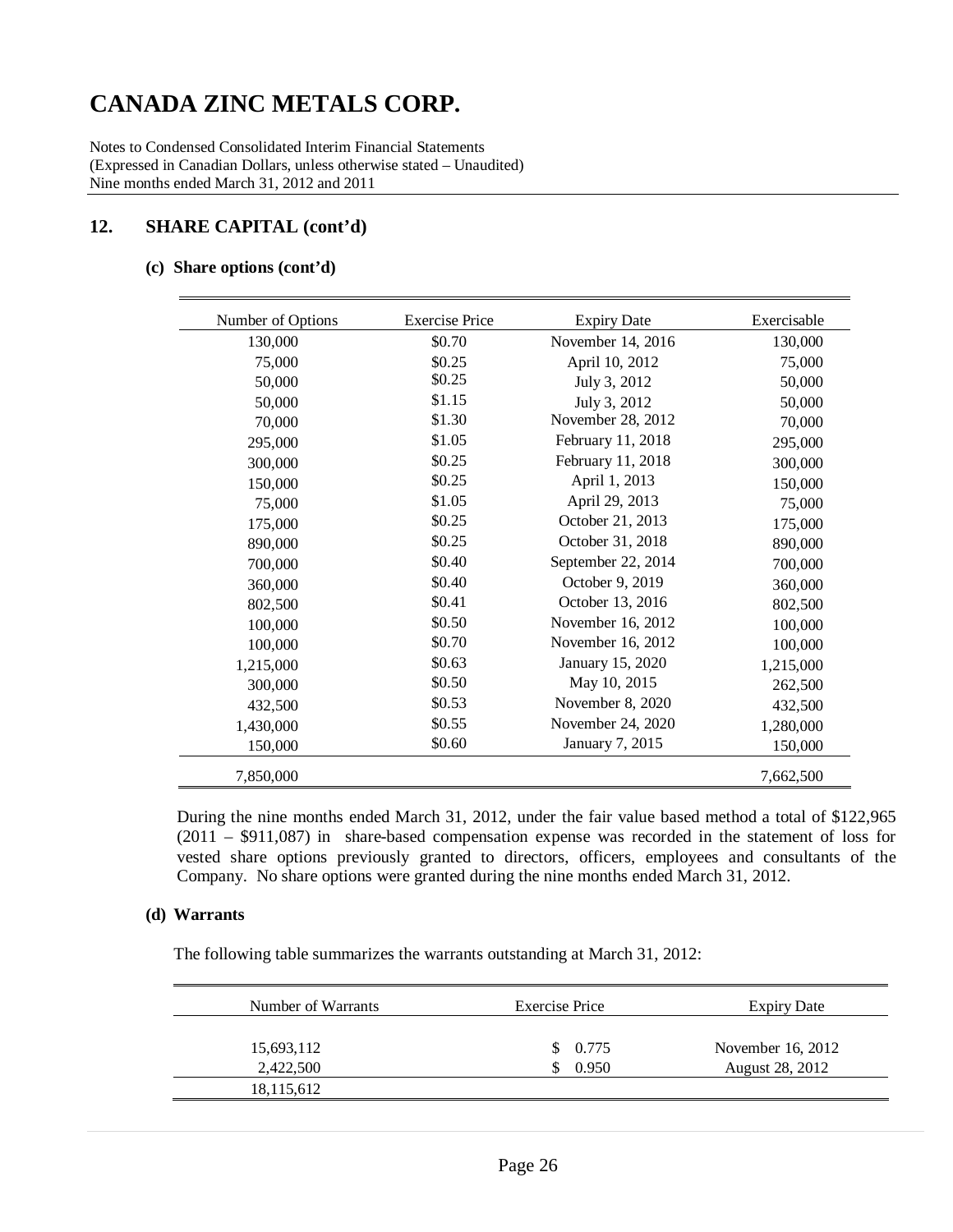# CANADA ZINC METALS CORP.

Notes to Condensed Consolidated Interim Financial Statements
(Expressed in Canadian Dollars, unless otherwise stated – Unaudited)
Nine months ended March 31, 2012 and 2011

## 12. SHARE CAPITAL (cont'd)

### (c) Share options (cont'd)

| Number of Options | Exercise Price | Expiry Date | Exercisable |
|---|---|---|---|
| 130,000 | $0.70 | November 14, 2016 | 130,000 |
| 75,000 | $0.25 | April 10, 2012 | 75,000 |
| 50,000 | $0.25 | July 3, 2012 | 50,000 |
| 50,000 | $1.15 | July 3, 2012 | 50,000 |
| 70,000 | $1.30 | November 28, 2012 | 70,000 |
| 295,000 | $1.05 | February 11, 2018 | 295,000 |
| 300,000 | $0.25 | February 11, 2018 | 300,000 |
| 150,000 | $0.25 | April 1, 2013 | 150,000 |
| 75,000 | $1.05 | April 29, 2013 | 75,000 |
| 175,000 | $0.25 | October 21, 2013 | 175,000 |
| 890,000 | $0.25 | October 31, 2018 | 890,000 |
| 700,000 | $0.40 | September 22, 2014 | 700,000 |
| 360,000 | $0.40 | October 9, 2019 | 360,000 |
| 802,500 | $0.41 | October 13, 2016 | 802,500 |
| 100,000 | $0.50 | November 16, 2012 | 100,000 |
| 100,000 | $0.70 | November 16, 2012 | 100,000 |
| 1,215,000 | $0.63 | January 15, 2020 | 1,215,000 |
| 300,000 | $0.50 | May 10, 2015 | 262,500 |
| 432,500 | $0.53 | November 8, 2020 | 432,500 |
| 1,430,000 | $0.55 | November 24, 2020 | 1,280,000 |
| 150,000 | $0.60 | January 7, 2015 | 150,000 |
| 7,850,000 | | | 7,662,500 |

During the nine months ended March 31, 2012, under the fair value based method a total of $122,965 (2011 – $911,087) in share-based compensation expense was recorded in the statement of loss for vested share options previously granted to directors, officers, employees and consultants of the Company. No share options were granted during the nine months ended March 31, 2012.

### (d) Warrants

The following table summarizes the warrants outstanding at March 31, 2012:

| Number of Warrants | Exercise Price | Expiry Date |
|---|---|---|
| 15,693,112 | $ 0.775 | November 16, 2012 |
| 2,422,500 | $ 0.950 | August 28, 2012 |
| 18,115,612 | | |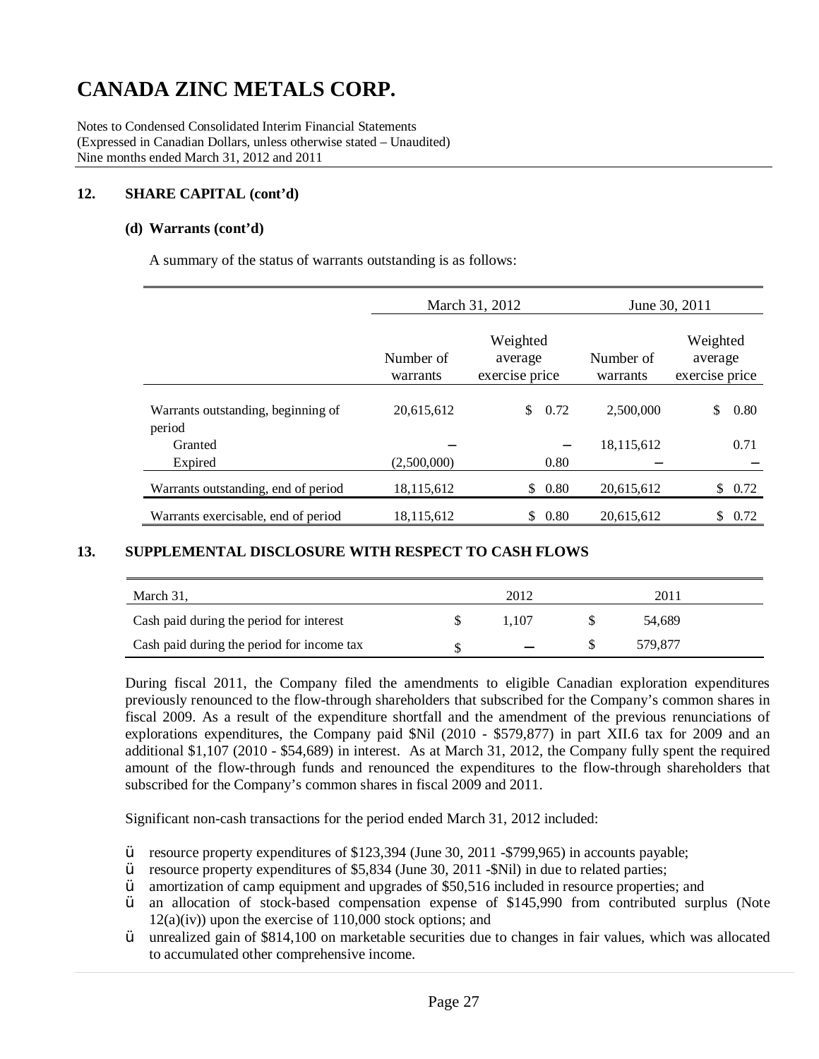# CANADA ZINC METALS CORP.

Notes to Condensed Consolidated Interim Financial Statements
(Expressed in Canadian Dollars, unless otherwise stated – Unaudited)
Nine months ended March 31, 2012 and 2011

## 12. SHARE CAPITAL (cont'd)

### (d) Warrants (cont'd)

A summary of the status of warrants outstanding is as follows:

| | March 31, 2012 | | June 30, 2011 | |
|---|---|---|---|---|
| | Number of warrants | Weighted average exercise price | Number of warrants | Weighted average exercise price |
| Warrants outstanding, beginning of period | 20,615,612 | $ 0.72 | 2,500,000 | $ 0.80 |
| Granted | – | – | 18,115,612 | 0.71 |
| Expired | (2,500,000) | 0.80 | – | – |
| Warrants outstanding, end of period | 18,115,612 | $ 0.80 | 20,615,612 | $ 0.72 |
| Warrants exercisable, end of period | 18,115,612 | $ 0.80 | 20,615,612 | $ 0.72 |

## 13. SUPPLEMENTAL DISCLOSURE WITH RESPECT TO CASH FLOWS

| March 31, | 2012 | 2011 |
|---|---|---|
| Cash paid during the period for interest | $ 1,107 | $ 54,689 |
| Cash paid during the period for income tax | $ – | $ 579,877 |

During fiscal 2011, the Company filed the amendments to eligible Canadian exploration expenditures previously renounced to the flow-through shareholders that subscribed for the Company's common shares in fiscal 2009. As a result of the expenditure shortfall and the amendment of the previous renunciations of explorations expenditures, the Company paid $Nil (2010 - $579,877) in part XII.6 tax for 2009 and an additional $1,107 (2010 - $54,689) in interest. As at March 31, 2012, the Company fully spent the required amount of the flow-through funds and renounced the expenditures to the flow-through shareholders that subscribed for the Company's common shares in fiscal 2009 and 2011.

Significant non-cash transactions for the period ended March 31, 2012 included:

- resource property expenditures of $123,394 (June 30, 2011 -$799,965) in accounts payable;
- resource property expenditures of $5,834 (June 30, 2011 -$Nil) in due to related parties;
- amortization of camp equipment and upgrades of $50,516 included in resource properties; and
- an allocation of stock-based compensation expense of $145,990 from contributed surplus (Note 12(a)(iv)) upon the exercise of 110,000 stock options; and
- unrealized gain of $814,100 on marketable securities due to changes in fair values, which was allocated to accumulated other comprehensive income.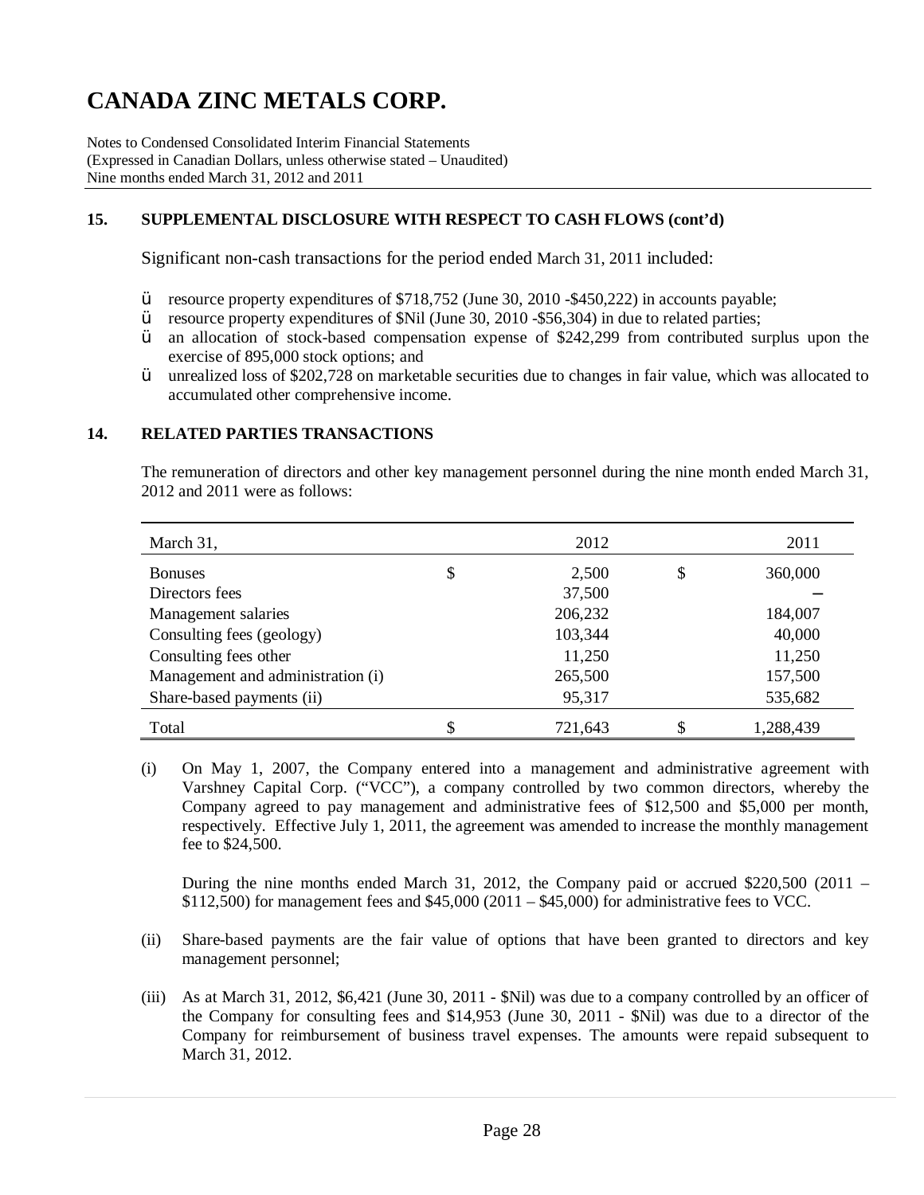# CANADA ZINC METALS CORP.

Notes to Condensed Consolidated Interim Financial Statements
(Expressed in Canadian Dollars, unless otherwise stated – Unaudited)
Nine months ended March 31, 2012 and 2011

## 15. SUPPLEMENTAL DISCLOSURE WITH RESPECT TO CASH FLOWS (cont'd)

Significant non-cash transactions for the period ended March 31, 2011 included:

- resource property expenditures of $718,752 (June 30, 2010 -$450,222) in accounts payable;
- resource property expenditures of $Nil (June 30, 2010 -$56,304) in due to related parties;
- an allocation of stock-based compensation expense of $242,299 from contributed surplus upon the exercise of 895,000 stock options; and
- unrealized loss of $202,728 on marketable securities due to changes in fair value, which was allocated to accumulated other comprehensive income.

## 14. RELATED PARTIES TRANSACTIONS

The remuneration of directors and other key management personnel during the nine month ended March 31, 2012 and 2011 were as follows:

| March 31, | | 2012 | | 2011 |
|---|---|---|---|---|
| Bonuses | $ | 2,500 | $ | 360,000 |
| Directors fees | | 37,500 | | – |
| Management salaries | | 206,232 | | 184,007 |
| Consulting fees (geology) | | 103,344 | | 40,000 |
| Consulting fees other | | 11,250 | | 11,250 |
| Management and administration (i) | | 265,500 | | 157,500 |
| Share-based payments (ii) | | 95,317 | | 535,682 |
| Total | $ | 721,643 | $ | 1,288,439 |

(i) On May 1, 2007, the Company entered into a management and administrative agreement with Varshney Capital Corp. ("VCC"), a company controlled by two common directors, whereby the Company agreed to pay management and administrative fees of $12,500 and $5,000 per month, respectively. Effective July 1, 2011, the agreement was amended to increase the monthly management fee to $24,500.

During the nine months ended March 31, 2012, the Company paid or accrued $220,500 (2011 – $112,500) for management fees and $45,000 (2011 – $45,000) for administrative fees to VCC.

(ii) Share-based payments are the fair value of options that have been granted to directors and key management personnel;

(iii) As at March 31, 2012, $6,421 (June 30, 2011 - $Nil) was due to a company controlled by an officer of the Company for consulting fees and $14,953 (June 30, 2011 - $Nil) was due to a director of the Company for reimbursement of business travel expenses. The amounts were repaid subsequent to March 31, 2012.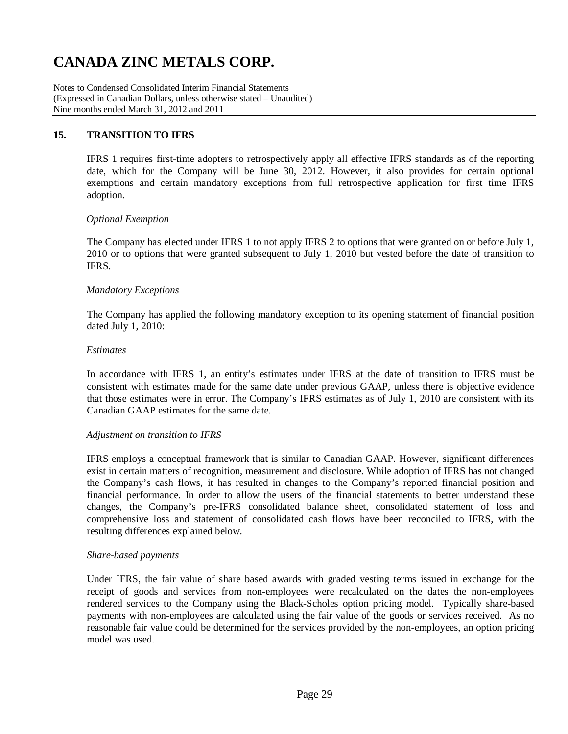## 15. TRANSITION TO IFRS

IFRS 1 requires first-time adopters to retrospectively apply all effective IFRS standards as of the reporting date, which for the Company will be June 30, 2012. However, it also provides for certain optional exemptions and certain mandatory exceptions from full retrospective application for first time IFRS adoption.

*Optional Exemption*

The Company has elected under IFRS 1 to not apply IFRS 2 to options that were granted on or before July 1, 2010 or to options that were granted subsequent to July 1, 2010 but vested before the date of transition to IFRS.

*Mandatory Exceptions*

The Company has applied the following mandatory exception to its opening statement of financial position dated July 1, 2010:

*Estimates*

In accordance with IFRS 1, an entity's estimates under IFRS at the date of transition to IFRS must be consistent with estimates made for the same date under previous GAAP, unless there is objective evidence that those estimates were in error. The Company's IFRS estimates as of July 1, 2010 are consistent with its Canadian GAAP estimates for the same date.

*Adjustment on transition to IFRS*

IFRS employs a conceptual framework that is similar to Canadian GAAP. However, significant differences exist in certain matters of recognition, measurement and disclosure. While adoption of IFRS has not changed the Company's cash flows, it has resulted in changes to the Company's reported financial position and financial performance. In order to allow the users of the financial statements to better understand these changes, the Company's pre-IFRS consolidated balance sheet, consolidated statement of loss and comprehensive loss and statement of consolidated cash flows have been reconciled to IFRS, with the resulting differences explained below.

*Share-based payments*

Under IFRS, the fair value of share based awards with graded vesting terms issued in exchange for the receipt of goods and services from non-employees were recalculated on the dates the non-employees rendered services to the Company using the Black-Scholes option pricing model. Typically share-based payments with non-employees are calculated using the fair value of the goods or services received. As no reasonable fair value could be determined for the services provided by the non-employees, an option pricing model was used.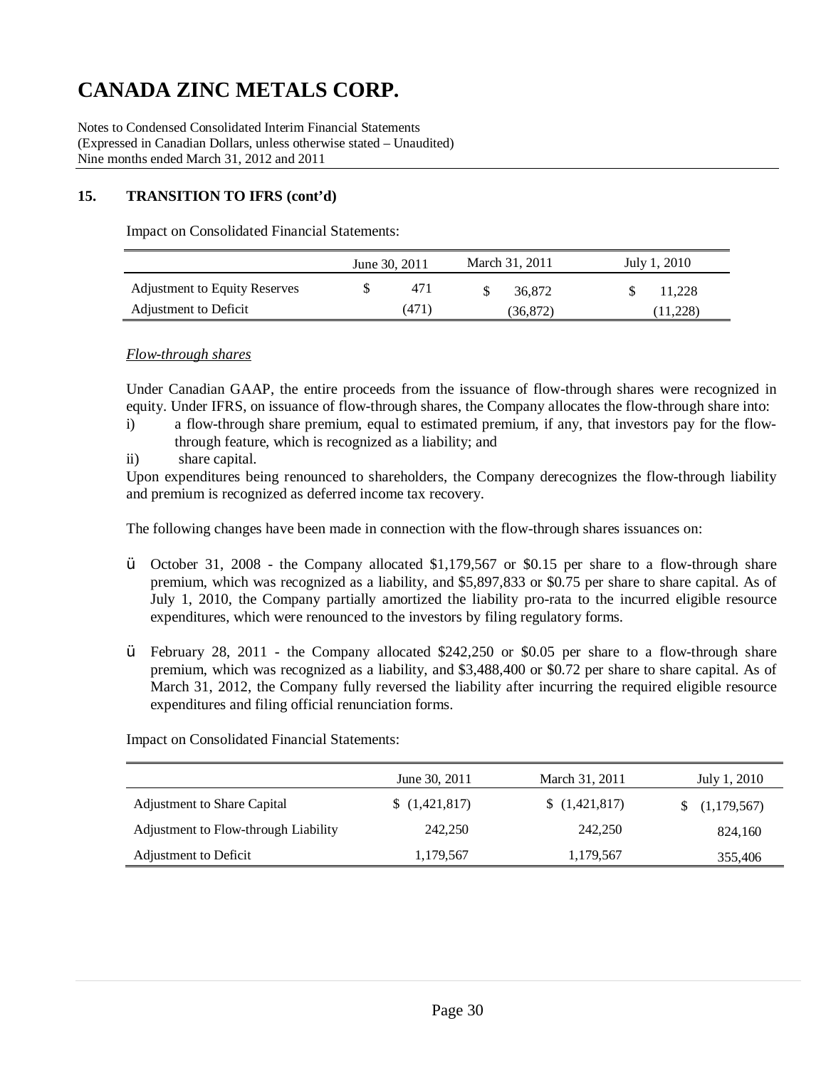# CANADA ZINC METALS CORP.

Notes to Condensed Consolidated Interim Financial Statements
(Expressed in Canadian Dollars, unless otherwise stated – Unaudited)
Nine months ended March 31, 2012 and 2011

## 15. TRANSITION TO IFRS (cont'd)

Impact on Consolidated Financial Statements:

| | June 30, 2011 | March 31, 2011 | July 1, 2010 |
|---|---|---|---|
| Adjustment to Equity Reserves | $ 471 | $ 36,872 | $ 11,228 |
| Adjustment to Deficit | (471) | (36,872) | (11,228) |

*Flow-through shares*

Under Canadian GAAP, the entire proceeds from the issuance of flow-through shares were recognized in equity. Under IFRS, on issuance of flow-through shares, the Company allocates the flow-through share into:

i) a flow-through share premium, equal to estimated premium, if any, that investors pay for the flow-through feature, which is recognized as a liability; and

ii) share capital.

Upon expenditures being renounced to shareholders, the Company derecognizes the flow-through liability and premium is recognized as deferred income tax recovery.

The following changes have been made in connection with the flow-through shares issuances on:

- October 31, 2008 - the Company allocated $1,179,567 or $0.15 per share to a flow-through share premium, which was recognized as a liability, and $5,897,833 or $0.75 per share to share capital. As of July 1, 2010, the Company partially amortized the liability pro-rata to the incurred eligible resource expenditures, which were renounced to the investors by filing regulatory forms.

- February 28, 2011 - the Company allocated $242,250 or $0.05 per share to a flow-through share premium, which was recognized as a liability, and $3,488,400 or $0.72 per share to share capital. As of March 31, 2012, the Company fully reversed the liability after incurring the required eligible resource expenditures and filing official renunciation forms.

Impact on Consolidated Financial Statements:

| | June 30, 2011 | March 31, 2011 | July 1, 2010 |
|---|---|---|---|
| Adjustment to Share Capital | $ (1,421,817) | $ (1,421,817) | $ (1,179,567) |
| Adjustment to Flow-through Liability | 242,250 | 242,250 | 824,160 |
| Adjustment to Deficit | 1,179,567 | 1,179,567 | 355,406 |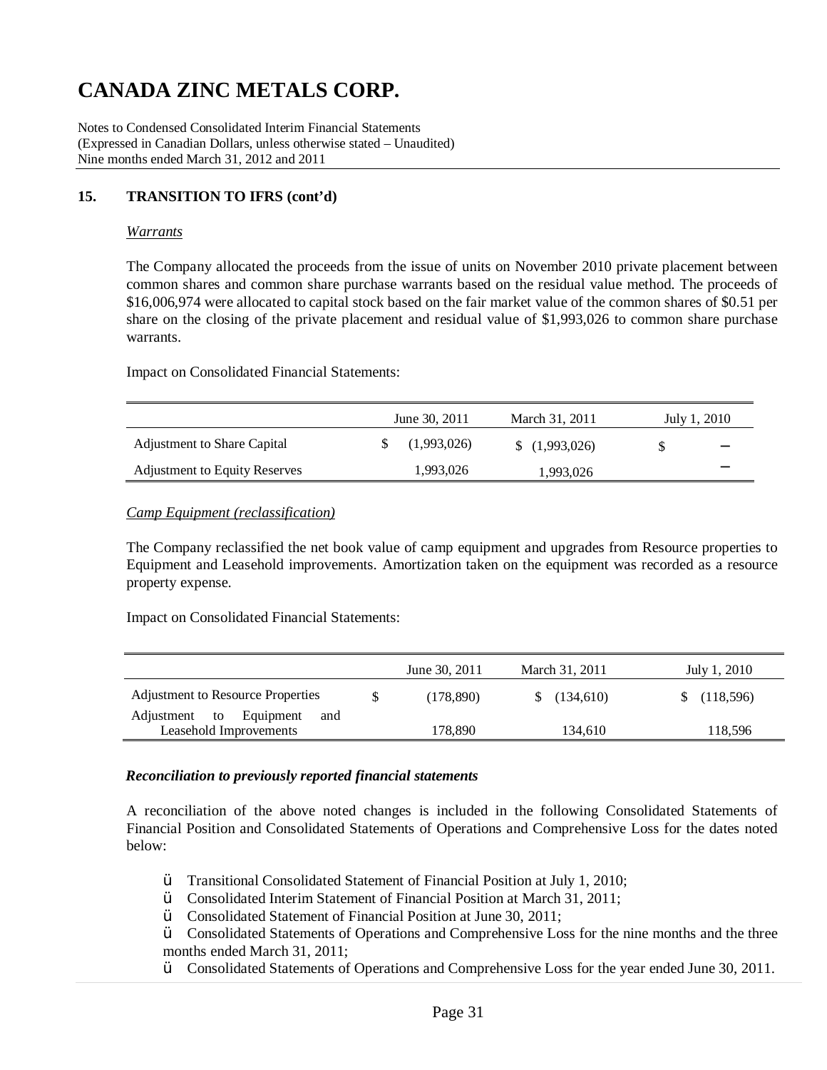# CANADA ZINC METALS CORP.

Notes to Condensed Consolidated Interim Financial Statements
(Expressed in Canadian Dollars, unless otherwise stated – Unaudited)
Nine months ended March 31, 2012 and 2011

## 15. TRANSITION TO IFRS (cont'd)

*Warrants*

The Company allocated the proceeds from the issue of units on November 2010 private placement between common shares and common share purchase warrants based on the residual value method. The proceeds of $16,006,974 were allocated to capital stock based on the fair market value of the common shares of $0.51 per share on the closing of the private placement and residual value of $1,993,026 to common share purchase warrants.

Impact on Consolidated Financial Statements:

| | June 30, 2011 | March 31, 2011 | July 1, 2010 |
|---|---|---|---|
| Adjustment to Share Capital | $ (1,993,026) | $ (1,993,026) | $ – |
| Adjustment to Equity Reserves | 1,993,026 | 1,993,026 | – |

*Camp Equipment (reclassification)*

The Company reclassified the net book value of camp equipment and upgrades from Resource properties to Equipment and Leasehold improvements. Amortization taken on the equipment was recorded as a resource property expense.

Impact on Consolidated Financial Statements:

| | June 30, 2011 | March 31, 2011 | July 1, 2010 |
|---|---|---|---|
| Adjustment to Resource Properties | $ (178,890) | $ (134,610) | $ (118,596) |
| Adjustment to Equipment and Leasehold Improvements | 178,890 | 134,610 | 118,596 |

***Reconciliation to previously reported financial statements***

A reconciliation of the above noted changes is included in the following Consolidated Statements of Financial Position and Consolidated Statements of Operations and Comprehensive Loss for the dates noted below:

- Transitional Consolidated Statement of Financial Position at July 1, 2010;
- Consolidated Interim Statement of Financial Position at March 31, 2011;
- Consolidated Statement of Financial Position at June 30, 2011;
- Consolidated Statements of Operations and Comprehensive Loss for the nine months and the three months ended March 31, 2011;
- Consolidated Statements of Operations and Comprehensive Loss for the year ended June 30, 2011.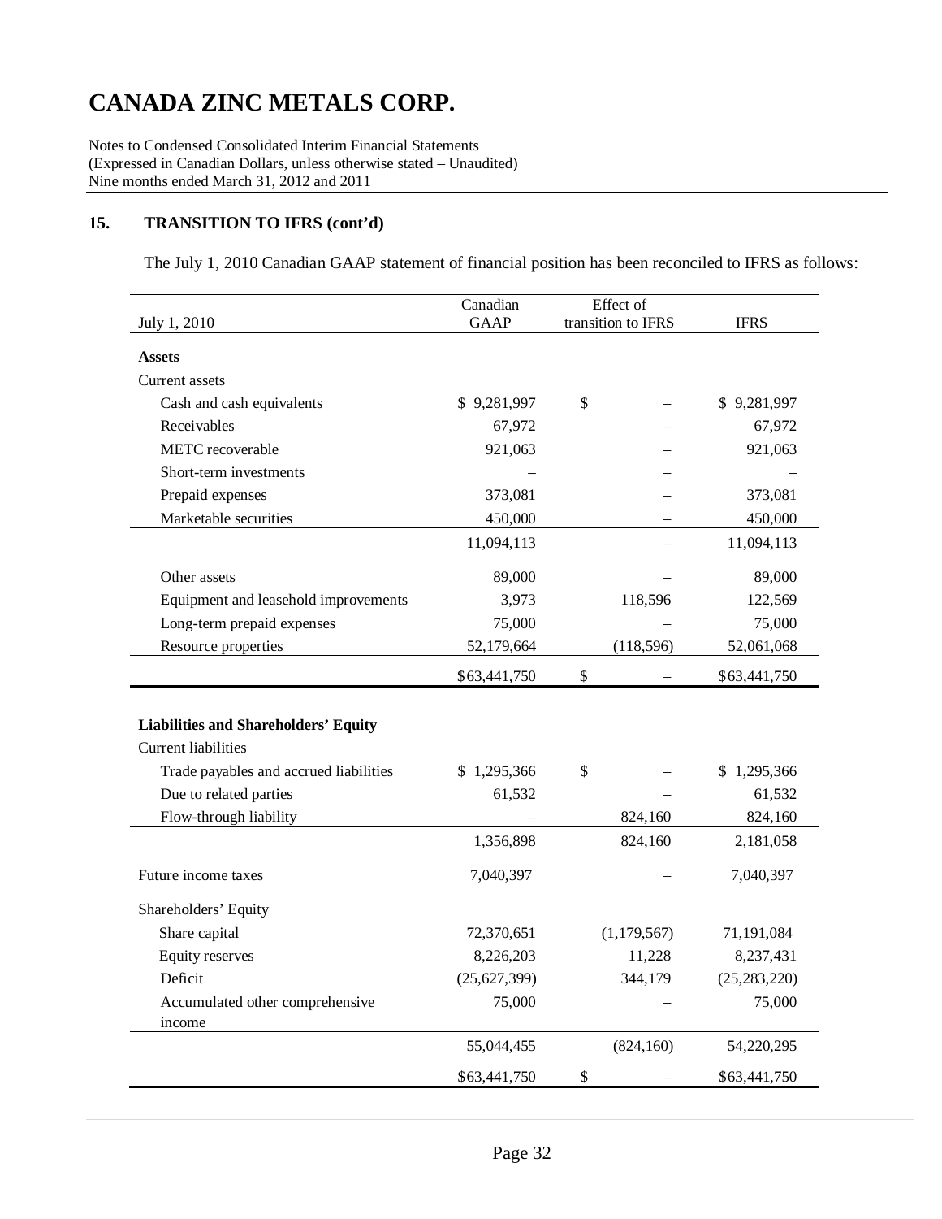# CANADA ZINC METALS CORP.

Notes to Condensed Consolidated Interim Financial Statements
(Expressed in Canadian Dollars, unless otherwise stated – Unaudited)
Nine months ended March 31, 2012 and 2011

## 15. TRANSITION TO IFRS (cont'd)

The July 1, 2010 Canadian GAAP statement of financial position has been reconciled to IFRS as follows:

| July 1, 2010 | Canadian GAAP | Effect of transition to IFRS | IFRS |
|---|---|---|---|
| **Assets** | | | |
| Current assets | | | |
| Cash and cash equivalents | $ 9,281,997 | $ – | $ 9,281,997 |
| Receivables | 67,972 | – | 67,972 |
| METC recoverable | 921,063 | – | 921,063 |
| Short-term investments | – | – | – |
| Prepaid expenses | 373,081 | – | 373,081 |
| Marketable securities | 450,000 | – | 450,000 |
| | 11,094,113 | – | 11,094,113 |
| Other assets | 89,000 | – | 89,000 |
| Equipment and leasehold improvements | 3,973 | 118,596 | 122,569 |
| Long-term prepaid expenses | 75,000 | – | 75,000 |
| Resource properties | 52,179,664 | (118,596) | 52,061,068 |
| | $63,441,750 | $ – | $63,441,750 |
| **Liabilities and Shareholders' Equity** | | | |
| Current liabilities | | | |
| Trade payables and accrued liabilities | $ 1,295,366 | $ – | $ 1,295,366 |
| Due to related parties | 61,532 | – | 61,532 |
| Flow-through liability | – | 824,160 | 824,160 |
| | 1,356,898 | 824,160 | 2,181,058 |
| Future income taxes | 7,040,397 | – | 7,040,397 |
| Shareholders' Equity | | | |
| Share capital | 72,370,651 | (1,179,567) | 71,191,084 |
| Equity reserves | 8,226,203 | 11,228 | 8,237,431 |
| Deficit | (25,627,399) | 344,179 | (25,283,220) |
| Accumulated other comprehensive income | 75,000 | – | 75,000 |
| | 55,044,455 | (824,160) | 54,220,295 |
| | $63,441,750 | $ – | $63,441,750 |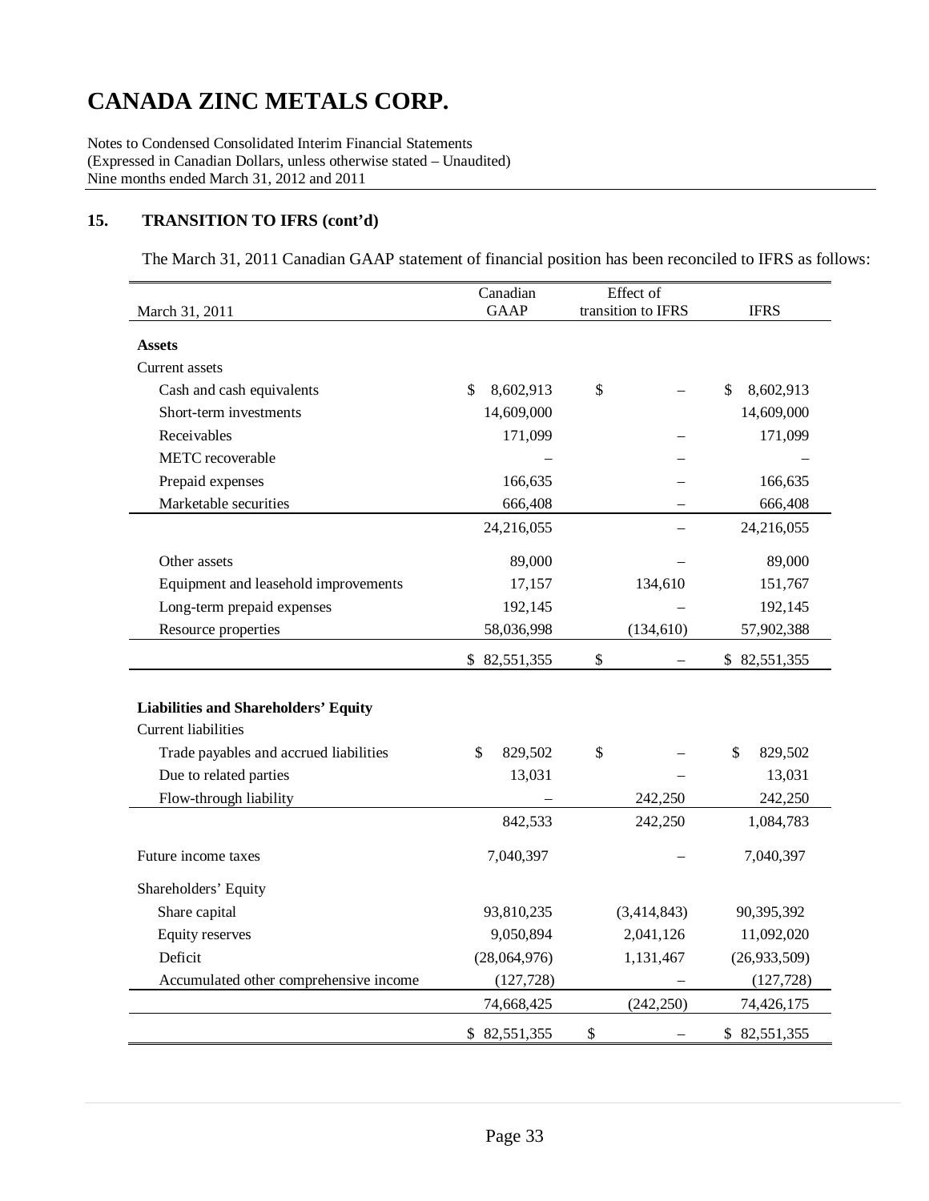# CANADA ZINC METALS CORP.

Notes to Condensed Consolidated Interim Financial Statements
(Expressed in Canadian Dollars, unless otherwise stated – Unaudited)
Nine months ended March 31, 2012 and 2011

## 15. TRANSITION TO IFRS (cont'd)

The March 31, 2011 Canadian GAAP statement of financial position has been reconciled to IFRS as follows:

| March 31, 2011 | Canadian GAAP | Effect of transition to IFRS | IFRS |
|---|---|---|---|
| **Assets** | | | |
| Current assets | | | |
| Cash and cash equivalents | $ 8,602,913 | $ – | $ 8,602,913 |
| Short-term investments | 14,609,000 | | 14,609,000 |
| Receivables | 171,099 | – | 171,099 |
| METC recoverable | – | – | – |
| Prepaid expenses | 166,635 | – | 166,635 |
| Marketable securities | 666,408 | – | 666,408 |
| | 24,216,055 | – | 24,216,055 |
| Other assets | 89,000 | – | 89,000 |
| Equipment and leasehold improvements | 17,157 | 134,610 | 151,767 |
| Long-term prepaid expenses | 192,145 | – | 192,145 |
| Resource properties | 58,036,998 | (134,610) | 57,902,388 |
| | $ 82,551,355 | $ – | $ 82,551,355 |
| **Liabilities and Shareholders' Equity** | | | |
| Current liabilities | | | |
| Trade payables and accrued liabilities | $ 829,502 | $ – | $ 829,502 |
| Due to related parties | 13,031 | – | 13,031 |
| Flow-through liability | – | 242,250 | 242,250 |
| | 842,533 | 242,250 | 1,084,783 |
| Future income taxes | 7,040,397 | – | 7,040,397 |
| Shareholders' Equity | | | |
| Share capital | 93,810,235 | (3,414,843) | 90,395,392 |
| Equity reserves | 9,050,894 | 2,041,126 | 11,092,020 |
| Deficit | (28,064,976) | 1,131,467 | (26,933,509) |
| Accumulated other comprehensive income | (127,728) | – | (127,728) |
| | 74,668,425 | (242,250) | 74,426,175 |
| | $ 82,551,355 | $ – | $ 82,551,355 |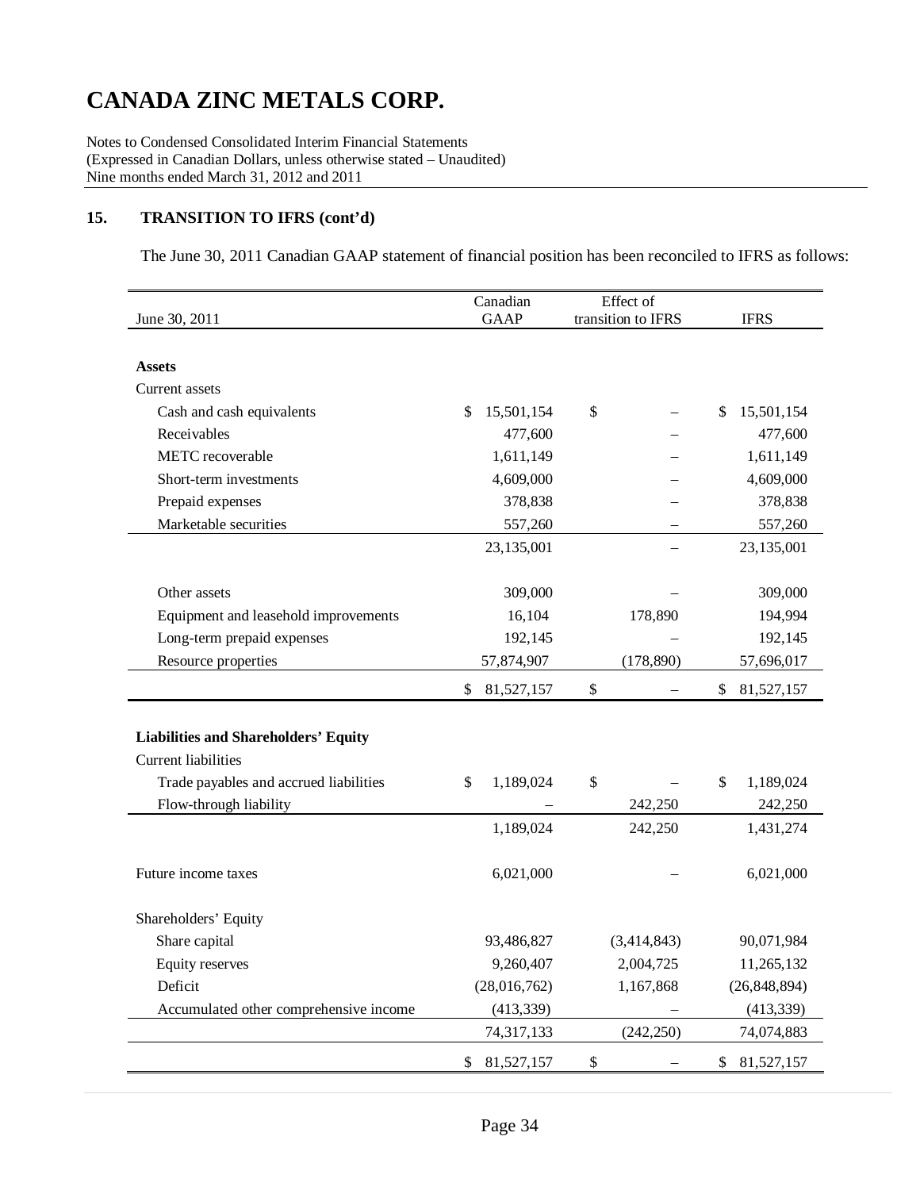# CANADA ZINC METALS CORP.

Notes to Condensed Consolidated Interim Financial Statements
(Expressed in Canadian Dollars, unless otherwise stated – Unaudited)
Nine months ended March 31, 2012 and 2011

## 15. TRANSITION TO IFRS (cont'd)

The June 30, 2011 Canadian GAAP statement of financial position has been reconciled to IFRS as follows:

| June 30, 2011 | Canadian GAAP | Effect of transition to IFRS | IFRS |
|---|---|---|---|
| **Assets** | | | |
| Current assets | | | |
| Cash and cash equivalents | $ 15,501,154 | $ – | $ 15,501,154 |
| Receivables | 477,600 | – | 477,600 |
| METC recoverable | 1,611,149 | – | 1,611,149 |
| Short-term investments | 4,609,000 | – | 4,609,000 |
| Prepaid expenses | 378,838 | – | 378,838 |
| Marketable securities | 557,260 | – | 557,260 |
| | 23,135,001 | – | 23,135,001 |
| Other assets | 309,000 | – | 309,000 |
| Equipment and leasehold improvements | 16,104 | 178,890 | 194,994 |
| Long-term prepaid expenses | 192,145 | – | 192,145 |
| Resource properties | 57,874,907 | (178,890) | 57,696,017 |
| | $ 81,527,157 | $ – | $ 81,527,157 |
| **Liabilities and Shareholders' Equity** | | | |
| Current liabilities | | | |
| Trade payables and accrued liabilities | $ 1,189,024 | $ – | $ 1,189,024 |
| Flow-through liability | – | 242,250 | 242,250 |
| | 1,189,024 | 242,250 | 1,431,274 |
| Future income taxes | 6,021,000 | – | 6,021,000 |
| Shareholders' Equity | | | |
| Share capital | 93,486,827 | (3,414,843) | 90,071,984 |
| Equity reserves | 9,260,407 | 2,004,725 | 11,265,132 |
| Deficit | (28,016,762) | 1,167,868 | (26,848,894) |
| Accumulated other comprehensive income | (413,339) | – | (413,339) |
| | 74,317,133 | (242,250) | 74,074,883 |
| | $ 81,527,157 | $ – | $ 81,527,157 |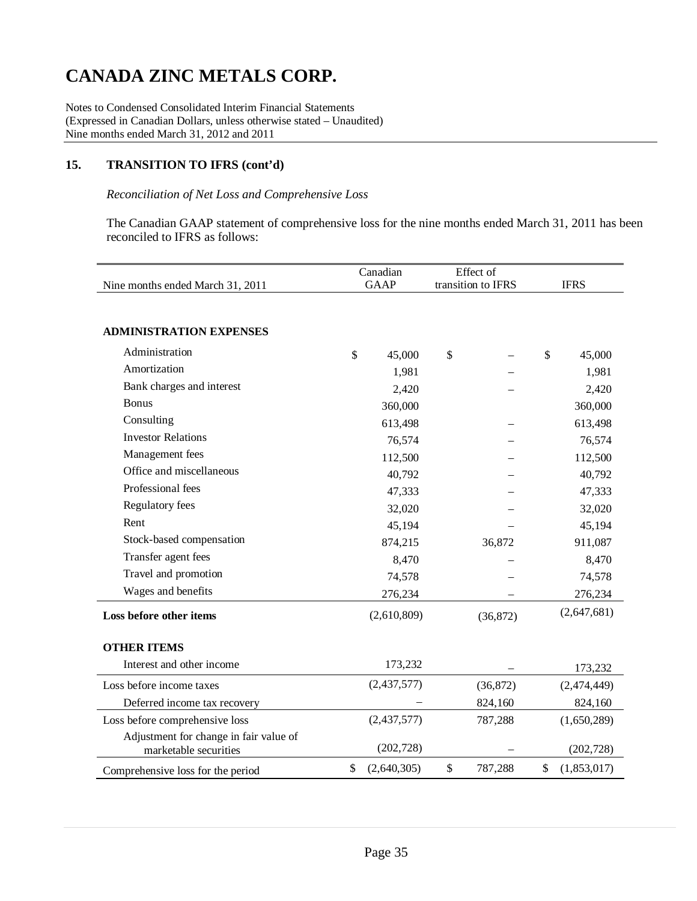# CANADA ZINC METALS CORP.

Notes to Condensed Consolidated Interim Financial Statements
(Expressed in Canadian Dollars, unless otherwise stated – Unaudited)
Nine months ended March 31, 2012 and 2011

## 15. TRANSITION TO IFRS (cont'd)

*Reconciliation of Net Loss and Comprehensive Loss*

The Canadian GAAP statement of comprehensive loss for the nine months ended March 31, 2011 has been reconciled to IFRS as follows:

| Nine months ended March 31, 2011 | Canadian GAAP | Effect of transition to IFRS | IFRS |
|---|---|---|---|
| **ADMINISTRATION EXPENSES** | | | |
| Administration | $ 45,000 | $ – | $ 45,000 |
| Amortization | 1,981 | – | 1,981 |
| Bank charges and interest | 2,420 | – | 2,420 |
| Bonus | 360,000 | | 360,000 |
| Consulting | 613,498 | – | 613,498 |
| Investor Relations | 76,574 | – | 76,574 |
| Management fees | 112,500 | – | 112,500 |
| Office and miscellaneous | 40,792 | – | 40,792 |
| Professional fees | 47,333 | – | 47,333 |
| Regulatory fees | 32,020 | – | 32,020 |
| Rent | 45,194 | – | 45,194 |
| Stock-based compensation | 874,215 | 36,872 | 911,087 |
| Transfer agent fees | 8,470 | – | 8,470 |
| Travel and promotion | 74,578 | – | 74,578 |
| Wages and benefits | 276,234 | – | 276,234 |
| **Loss before other items** | (2,610,809) | (36,872) | (2,647,681) |
| **OTHER ITEMS** | | | |
| Interest and other income | 173,232 | – | 173,232 |
| Loss before income taxes | (2,437,577) | (36,872) | (2,474,449) |
| Deferred income tax recovery | – | 824,160 | 824,160 |
| Loss before comprehensive loss | (2,437,577) | 787,288 | (1,650,289) |
| Adjustment for change in fair value of marketable securities | (202,728) | – | (202,728) |
| Comprehensive loss for the period | $ (2,640,305) | $ 787,288 | $ (1,853,017) |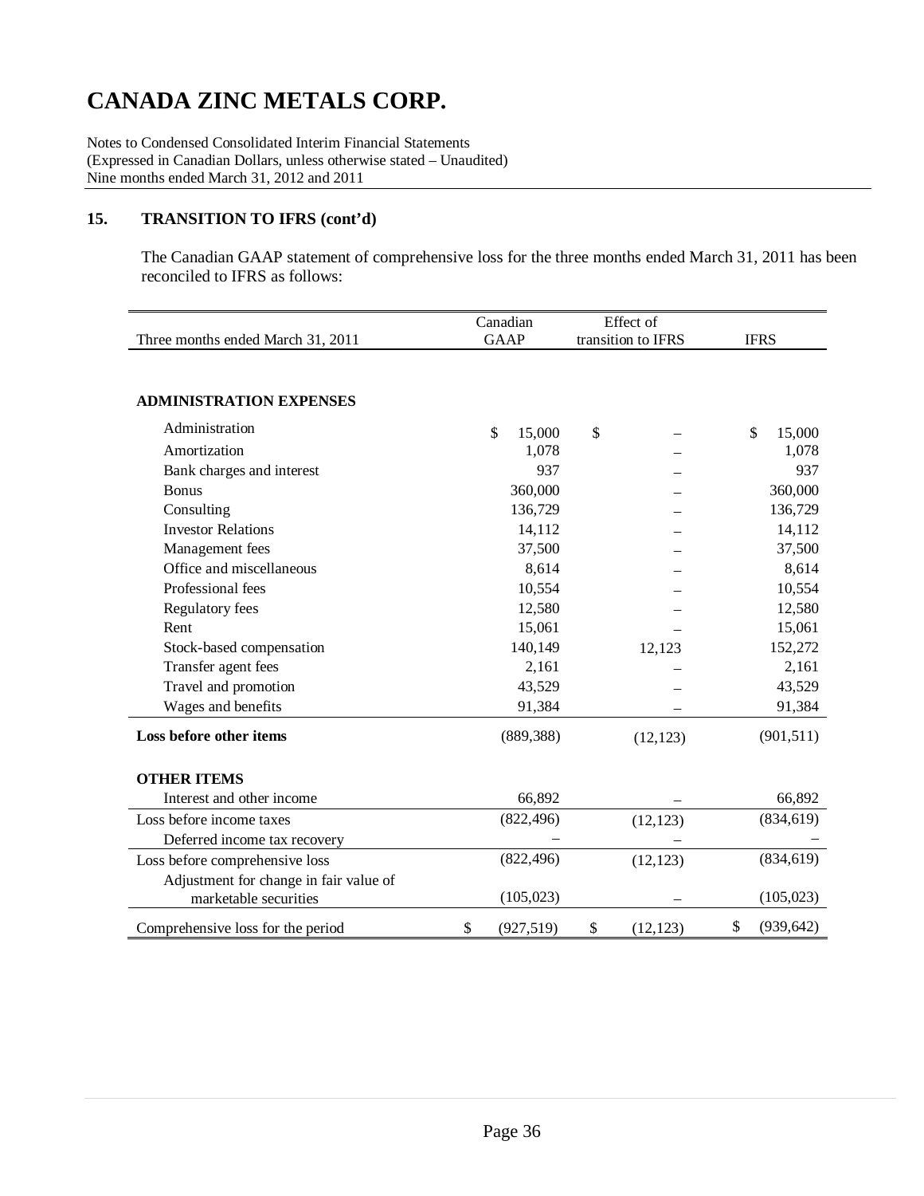# CANADA ZINC METALS CORP.

Notes to Condensed Consolidated Interim Financial Statements
(Expressed in Canadian Dollars, unless otherwise stated – Unaudited)
Nine months ended March 31, 2012 and 2011

## 15. TRANSITION TO IFRS (cont'd)

The Canadian GAAP statement of comprehensive loss for the three months ended March 31, 2011 has been reconciled to IFRS as follows:

| Three months ended March 31, 2011 | Canadian GAAP | Effect of transition to IFRS | IFRS |
|---|---|---|---|
| **ADMINISTRATION EXPENSES** | | | |
| Administration | $ 15,000 | $ – | $ 15,000 |
| Amortization | 1,078 | – | 1,078 |
| Bank charges and interest | 937 | – | 937 |
| Bonus | 360,000 | – | 360,000 |
| Consulting | 136,729 | – | 136,729 |
| Investor Relations | 14,112 | – | 14,112 |
| Management fees | 37,500 | – | 37,500 |
| Office and miscellaneous | 8,614 | – | 8,614 |
| Professional fees | 10,554 | – | 10,554 |
| Regulatory fees | 12,580 | – | 12,580 |
| Rent | 15,061 | – | 15,061 |
| Stock-based compensation | 140,149 | 12,123 | 152,272 |
| Transfer agent fees | 2,161 | – | 2,161 |
| Travel and promotion | 43,529 | – | 43,529 |
| Wages and benefits | 91,384 | – | 91,384 |
| **Loss before other items** | (889,388) | (12,123) | (901,511) |
| **OTHER ITEMS** | | | |
| Interest and other income | 66,892 | – | 66,892 |
| Loss before income taxes | (822,496) | (12,123) | (834,619) |
| Deferred income tax recovery | – | – | – |
| Loss before comprehensive loss | (822,496) | (12,123) | (834,619) |
| Adjustment for change in fair value of marketable securities | (105,023) | – | (105,023) |
| Comprehensive loss for the period | $ (927,519) | $ (12,123) | $ (939,642) |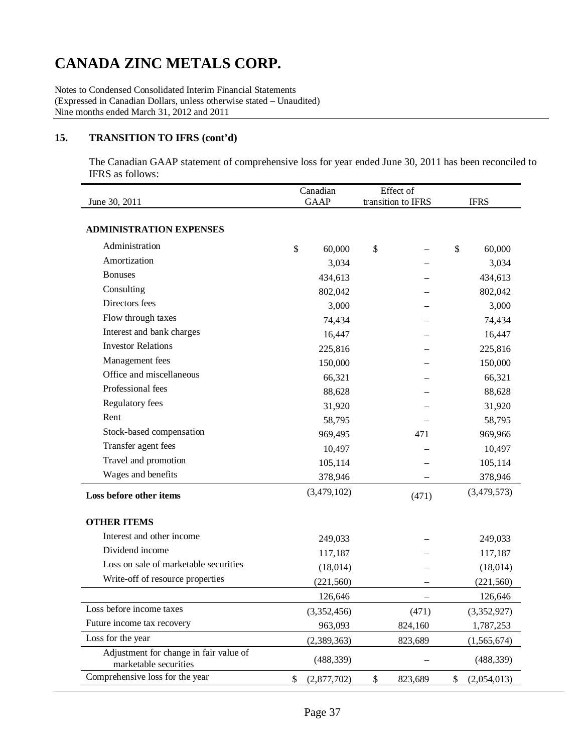# CANADA ZINC METALS CORP.

Notes to Condensed Consolidated Interim Financial Statements
(Expressed in Canadian Dollars, unless otherwise stated – Unaudited)
Nine months ended March 31, 2012 and 2011

## 15. TRANSITION TO IFRS (cont'd)

The Canadian GAAP statement of comprehensive loss for year ended June 30, 2011 has been reconciled to IFRS as follows:

| June 30, 2011 | Canadian GAAP | Effect of transition to IFRS | IFRS |
|---|---|---|---|
| **ADMINISTRATION EXPENSES** | | | |
| Administration | $ 60,000 | $ – | $ 60,000 |
| Amortization | 3,034 | – | 3,034 |
| Bonuses | 434,613 | – | 434,613 |
| Consulting | 802,042 | – | 802,042 |
| Directors fees | 3,000 | – | 3,000 |
| Flow through taxes | 74,434 | – | 74,434 |
| Interest and bank charges | 16,447 | – | 16,447 |
| Investor Relations | 225,816 | – | 225,816 |
| Management fees | 150,000 | – | 150,000 |
| Office and miscellaneous | 66,321 | – | 66,321 |
| Professional fees | 88,628 | – | 88,628 |
| Regulatory fees | 31,920 | – | 31,920 |
| Rent | 58,795 | – | 58,795 |
| Stock-based compensation | 969,495 | 471 | 969,966 |
| Transfer agent fees | 10,497 | – | 10,497 |
| Travel and promotion | 105,114 | – | 105,114 |
| Wages and benefits | 378,946 | – | 378,946 |
| **Loss before other items** | (3,479,102) | (471) | (3,479,573) |
| **OTHER ITEMS** | | | |
| Interest and other income | 249,033 | – | 249,033 |
| Dividend income | 117,187 | – | 117,187 |
| Loss on sale of marketable securities | (18,014) | – | (18,014) |
| Write-off of resource properties | (221,560) | – | (221,560) |
| | 126,646 | – | 126,646 |
| Loss before income taxes | (3,352,456) | (471) | (3,352,927) |
| Future income tax recovery | 963,093 | 824,160 | 1,787,253 |
| Loss for the year | (2,389,363) | 823,689 | (1,565,674) |
| Adjustment for change in fair value of marketable securities | (488,339) | – | (488,339) |
| Comprehensive loss for the year | $ (2,877,702) | $ 823,689 | $ (2,054,013) |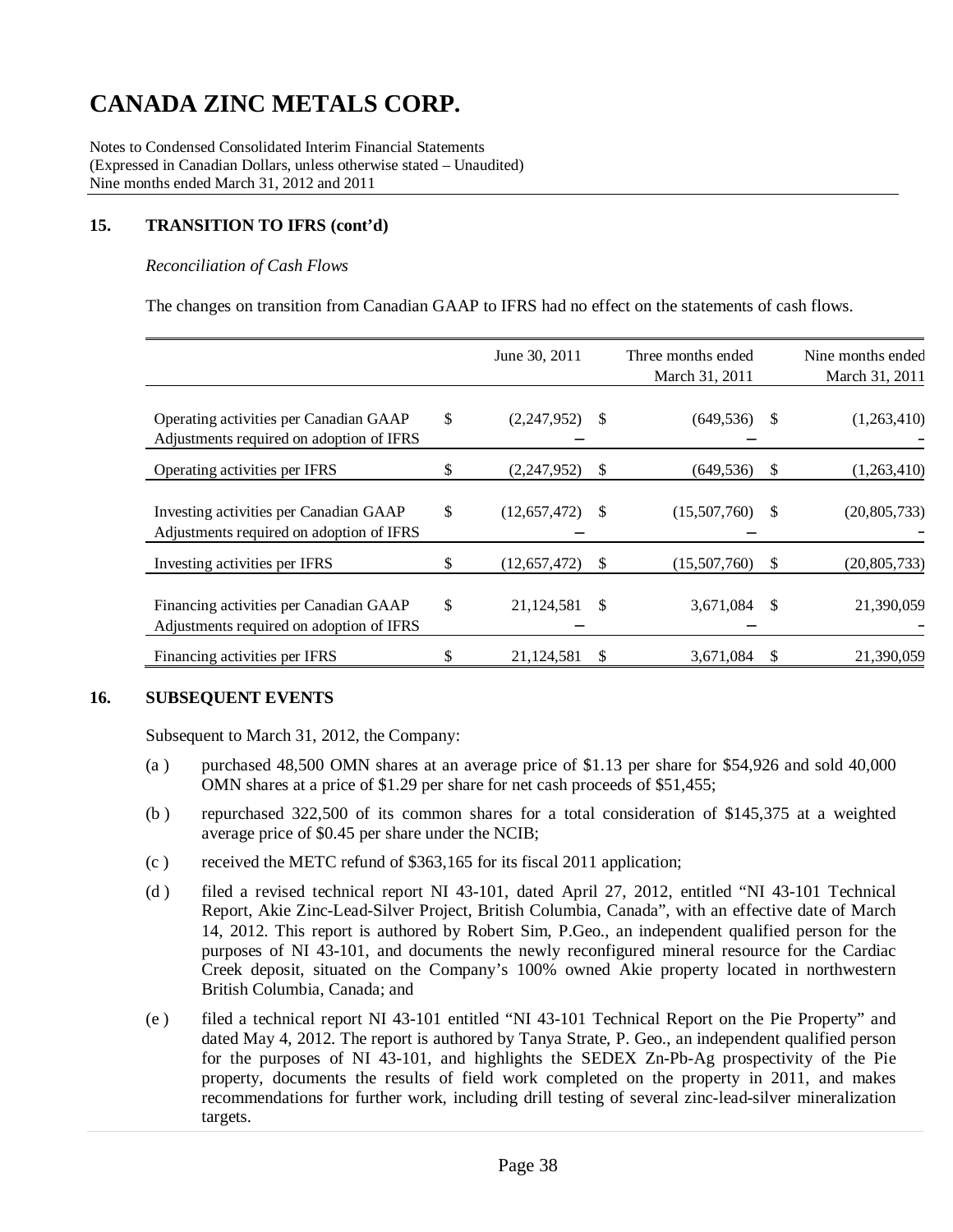# CANADA ZINC METALS CORP.

Notes to Condensed Consolidated Interim Financial Statements
(Expressed in Canadian Dollars, unless otherwise stated – Unaudited)
Nine months ended March 31, 2012 and 2011

## 15. TRANSITION TO IFRS (cont'd)

*Reconciliation of Cash Flows*

The changes on transition from Canadian GAAP to IFRS had no effect on the statements of cash flows.

| | June 30, 2011 | Three months ended March 31, 2011 | Nine months ended March 31, 2011 |
|---|---|---|---|
| Operating activities per Canadian GAAP | $ (2,247,952) | $ (649,536) | $ (1,263,410) |
| Adjustments required on adoption of IFRS | – | – | – |
| Operating activities per IFRS | $ (2,247,952) | $ (649,536) | $ (1,263,410) |
| Investing activities per Canadian GAAP | $ (12,657,472) | $ (15,507,760) | $ (20,805,733) |
| Adjustments required on adoption of IFRS | – | – | – |
| Investing activities per IFRS | $ (12,657,472) | $ (15,507,760) | $ (20,805,733) |
| Financing activities per Canadian GAAP | $ 21,124,581 | $ 3,671,084 | $ 21,390,059 |
| Adjustments required on adoption of IFRS | – | – | – |
| Financing activities per IFRS | $ 21,124,581 | $ 3,671,084 | $ 21,390,059 |

## 16. SUBSEQUENT EVENTS

Subsequent to March 31, 2012, the Company:

(a ) purchased 48,500 OMN shares at an average price of $1.13 per share for $54,926 and sold 40,000 OMN shares at a price of $1.29 per share for net cash proceeds of $51,455;

(b ) repurchased 322,500 of its common shares for a total consideration of $145,375 at a weighted average price of $0.45 per share under the NCIB;

(c ) received the METC refund of $363,165 for its fiscal 2011 application;

(d ) filed a revised technical report NI 43-101, dated April 27, 2012, entitled "NI 43-101 Technical Report, Akie Zinc-Lead-Silver Project, British Columbia, Canada", with an effective date of March 14, 2012. This report is authored by Robert Sim, P.Geo., an independent qualified person for the purposes of NI 43-101, and documents the newly reconfigured mineral resource for the Cardiac Creek deposit, situated on the Company's 100% owned Akie property located in northwestern British Columbia, Canada; and

(e ) filed a technical report NI 43-101 entitled "NI 43-101 Technical Report on the Pie Property" and dated May 4, 2012. The report is authored by Tanya Strate, P. Geo., an independent qualified person for the purposes of NI 43-101, and highlights the SEDEX Zn-Pb-Ag prospectivity of the Pie property, documents the results of field work completed on the property in 2011, and makes recommendations for further work, including drill testing of several zinc-lead-silver mineralization targets.